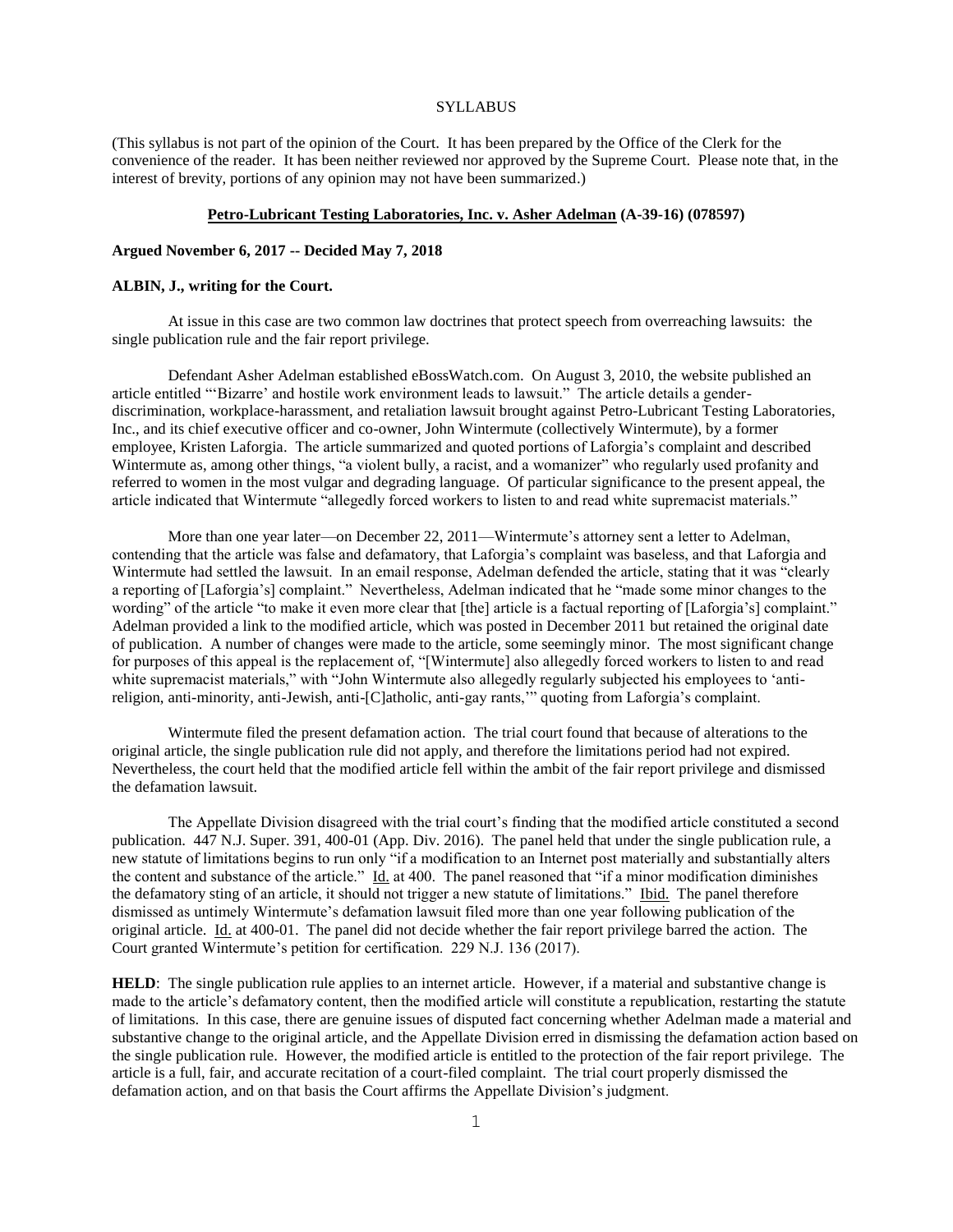SYLLABUS

(This syllabus is not part of the opinion of the Court. It has been prepared by the Office of the Clerk for the convenience of the reader. It has been neither reviewed nor approved by the Supreme Court. Please note that, in the interest of brevity, portions of any opinion may not have been summarized.)

**Petro-Lubricant Testing Laboratories, Inc. v. Asher Adelman (A-39-16) (078597)**

**Argued November 6, 2017 -- Decided May 7, 2018**

**ALBIN, J., writing for the Court.**

At issue in this case are two common law doctrines that protect speech from overreaching lawsuits: the single publication rule and the fair report privilege.

Defendant Asher Adelman established eBossWatch.com. On August 3, 2010, the website published an article entitled "'Bizarre' and hostile work environment leads to lawsuit." The article details a gender-discrimination, workplace-harassment, and retaliation lawsuit brought against Petro-Lubricant Testing Laboratories, Inc., and its chief executive officer and co-owner, John Wintermute (collectively Wintermute), by a former employee, Kristen Laforgia. The article summarized and quoted portions of Laforgia's complaint and described Wintermute as, among other things, "a violent bully, a racist, and a womanizer" who regularly used profanity and referred to women in the most vulgar and degrading language. Of particular significance to the present appeal, the article indicated that Wintermute "allegedly forced workers to listen to and read white supremacist materials."

More than one year later—on December 22, 2011—Wintermute's attorney sent a letter to Adelman, contending that the article was false and defamatory, that Laforgia's complaint was baseless, and that Laforgia and Wintermute had settled the lawsuit. In an email response, Adelman defended the article, stating that it was "clearly a reporting of [Laforgia's] complaint." Nevertheless, Adelman indicated that he "made some minor changes to the wording" of the article "to make it even more clear that [the] article is a factual reporting of [Laforgia's] complaint." Adelman provided a link to the modified article, which was posted in December 2011 but retained the original date of publication. A number of changes were made to the article, some seemingly minor. The most significant change for purposes of this appeal is the replacement of, "[Wintermute] also allegedly forced workers to listen to and read white supremacist materials," with "John Wintermute also allegedly regularly subjected his employees to 'anti-religion, anti-minority, anti-Jewish, anti-[C]atholic, anti-gay rants,'" quoting from Laforgia's complaint.

Wintermute filed the present defamation action. The trial court found that because of alterations to the original article, the single publication rule did not apply, and therefore the limitations period had not expired. Nevertheless, the court held that the modified article fell within the ambit of the fair report privilege and dismissed the defamation lawsuit.

The Appellate Division disagreed with the trial court's finding that the modified article constituted a second publication. 447 N.J. Super. 391, 400-01 (App. Div. 2016). The panel held that under the single publication rule, a new statute of limitations begins to run only "if a modification to an Internet post materially and substantially alters the content and substance of the article." Id. at 400. The panel reasoned that "if a minor modification diminishes the defamatory sting of an article, it should not trigger a new statute of limitations." Ibid. The panel therefore dismissed as untimely Wintermute's defamation lawsuit filed more than one year following publication of the original article. Id. at 400-01. The panel did not decide whether the fair report privilege barred the action. The Court granted Wintermute's petition for certification. 229 N.J. 136 (2017).

**HELD**: The single publication rule applies to an internet article. However, if a material and substantive change is made to the article's defamatory content, then the modified article will constitute a republication, restarting the statute of limitations. In this case, there are genuine issues of disputed fact concerning whether Adelman made a material and substantive change to the original article, and the Appellate Division erred in dismissing the defamation action based on the single publication rule. However, the modified article is entitled to the protection of the fair report privilege. The article is a full, fair, and accurate recitation of a court-filed complaint. The trial court properly dismissed the defamation action, and on that basis the Court affirms the Appellate Division's judgment.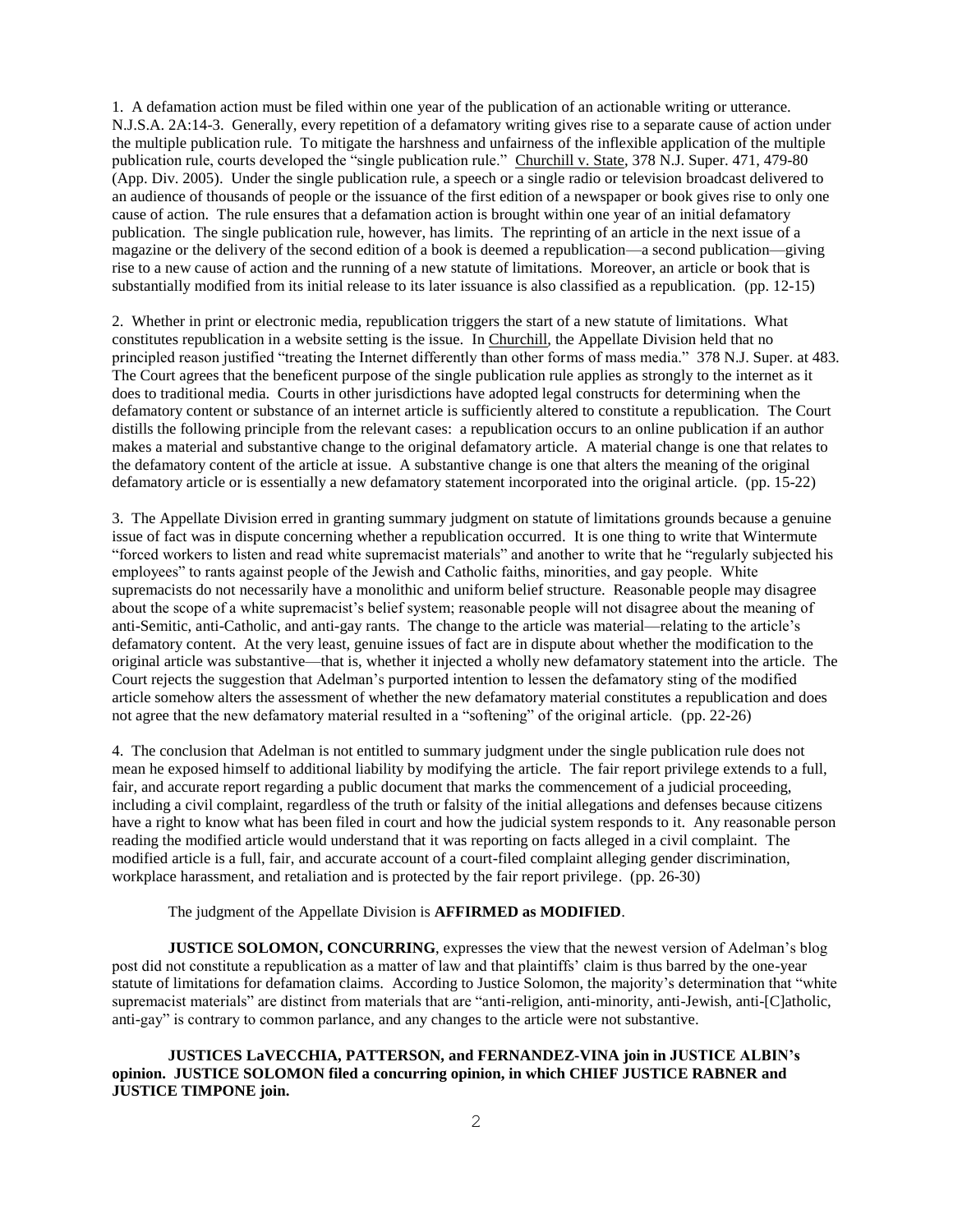1. A defamation action must be filed within one year of the publication of an actionable writing or utterance. N.J.S.A. 2A:14-3. Generally, every repetition of a defamatory writing gives rise to a separate cause of action under the multiple publication rule. To mitigate the harshness and unfairness of the inflexible application of the multiple publication rule, courts developed the "single publication rule." Churchill v. State, 378 N.J. Super. 471, 479-80 (App. Div. 2005). Under the single publication rule, a speech or a single radio or television broadcast delivered to an audience of thousands of people or the issuance of the first edition of a newspaper or book gives rise to only one cause of action. The rule ensures that a defamation action is brought within one year of an initial defamatory publication. The single publication rule, however, has limits. The reprinting of an article in the next issue of a magazine or the delivery of the second edition of a book is deemed a republication—a second publication—giving rise to a new cause of action and the running of a new statute of limitations. Moreover, an article or book that is substantially modified from its initial release to its later issuance is also classified as a republication. (pp. 12-15)

2. Whether in print or electronic media, republication triggers the start of a new statute of limitations. What constitutes republication in a website setting is the issue. In Churchill, the Appellate Division held that no principled reason justified "treating the Internet differently than other forms of mass media." 378 N.J. Super. at 483. The Court agrees that the beneficent purpose of the single publication rule applies as strongly to the internet as it does to traditional media. Courts in other jurisdictions have adopted legal constructs for determining when the defamatory content or substance of an internet article is sufficiently altered to constitute a republication. The Court distills the following principle from the relevant cases: a republication occurs to an online publication if an author makes a material and substantive change to the original defamatory article. A material change is one that relates to the defamatory content of the article at issue. A substantive change is one that alters the meaning of the original defamatory article or is essentially a new defamatory statement incorporated into the original article. (pp. 15-22)

3. The Appellate Division erred in granting summary judgment on statute of limitations grounds because a genuine issue of fact was in dispute concerning whether a republication occurred. It is one thing to write that Wintermute "forced workers to listen and read white supremacist materials" and another to write that he "regularly subjected his employees" to rants against people of the Jewish and Catholic faiths, minorities, and gay people. White supremacists do not necessarily have a monolithic and uniform belief structure. Reasonable people may disagree about the scope of a white supremacist's belief system; reasonable people will not disagree about the meaning of anti-Semitic, anti-Catholic, and anti-gay rants. The change to the article was material—relating to the article's defamatory content. At the very least, genuine issues of fact are in dispute about whether the modification to the original article was substantive—that is, whether it injected a wholly new defamatory statement into the article. The Court rejects the suggestion that Adelman's purported intention to lessen the defamatory sting of the modified article somehow alters the assessment of whether the new defamatory material constitutes a republication and does not agree that the new defamatory material resulted in a "softening" of the original article. (pp. 22-26)

4. The conclusion that Adelman is not entitled to summary judgment under the single publication rule does not mean he exposed himself to additional liability by modifying the article. The fair report privilege extends to a full, fair, and accurate report regarding a public document that marks the commencement of a judicial proceeding, including a civil complaint, regardless of the truth or falsity of the initial allegations and defenses because citizens have a right to know what has been filed in court and how the judicial system responds to it. Any reasonable person reading the modified article would understand that it was reporting on facts alleged in a civil complaint. The modified article is a full, fair, and accurate account of a court-filed complaint alleging gender discrimination, workplace harassment, and retaliation and is protected by the fair report privilege. (pp. 26-30)

The judgment of the Appellate Division is **AFFIRMED as MODIFIED**.

**JUSTICE SOLOMON, CONCURRING**, expresses the view that the newest version of Adelman's blog post did not constitute a republication as a matter of law and that plaintiffs' claim is thus barred by the one-year statute of limitations for defamation claims. According to Justice Solomon, the majority's determination that "white supremacist materials" are distinct from materials that are "anti-religion, anti-minority, anti-Jewish, anti-[C]atholic, anti-gay" is contrary to common parlance, and any changes to the article were not substantive.

**JUSTICES LaVECCHIA, PATTERSON, and FERNANDEZ-VINA join in JUSTICE ALBIN's opinion. JUSTICE SOLOMON filed a concurring opinion, in which CHIEF JUSTICE RABNER and JUSTICE TIMPONE join.**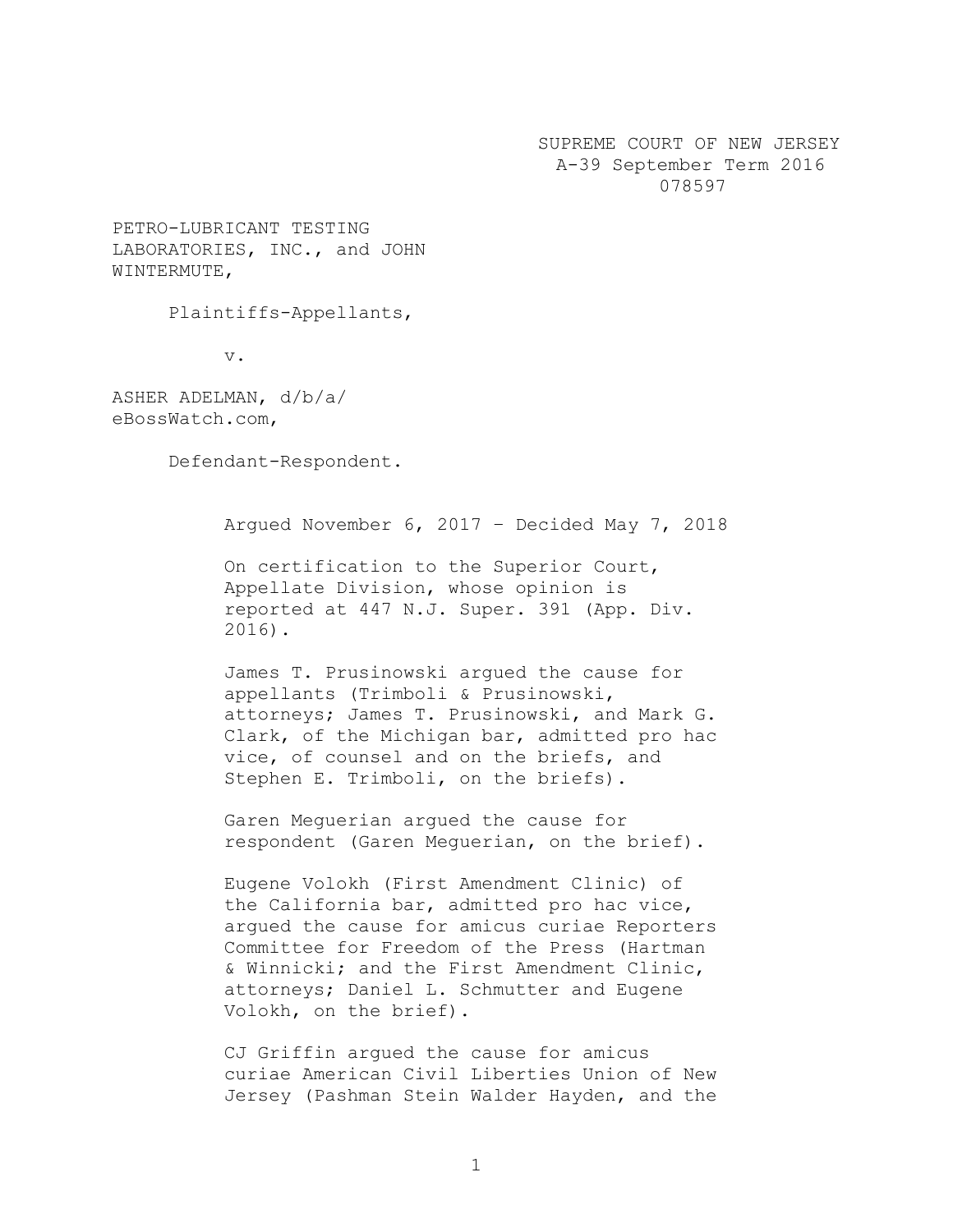SUPREME COURT OF NEW JERSEY
A-39 September Term 2016
078597

PETRO-LUBRICANT TESTING LABORATORIES, INC., and JOHN WINTERMUTE,

Plaintiffs-Appellants,

v.

ASHER ADELMAN, d/b/a/ eBossWatch.com,

Defendant-Respondent.

Argued November 6, 2017 – Decided May 7, 2018

On certification to the Superior Court, Appellate Division, whose opinion is reported at 447 N.J. Super. 391 (App. Div. 2016).

James T. Prusinowski argued the cause for appellants (Trimboli & Prusinowski, attorneys; James T. Prusinowski, and Mark G. Clark, of the Michigan bar, admitted pro hac vice, of counsel and on the briefs, and Stephen E. Trimboli, on the briefs).

Garen Meguerian argued the cause for respondent (Garen Meguerian, on the brief).

Eugene Volokh (First Amendment Clinic) of the California bar, admitted pro hac vice, argued the cause for amicus curiae Reporters Committee for Freedom of the Press (Hartman & Winnicki; and the First Amendment Clinic, attorneys; Daniel L. Schmutter and Eugene Volokh, on the brief).

CJ Griffin argued the cause for amicus curiae American Civil Liberties Union of New Jersey (Pashman Stein Walder Hayden, and the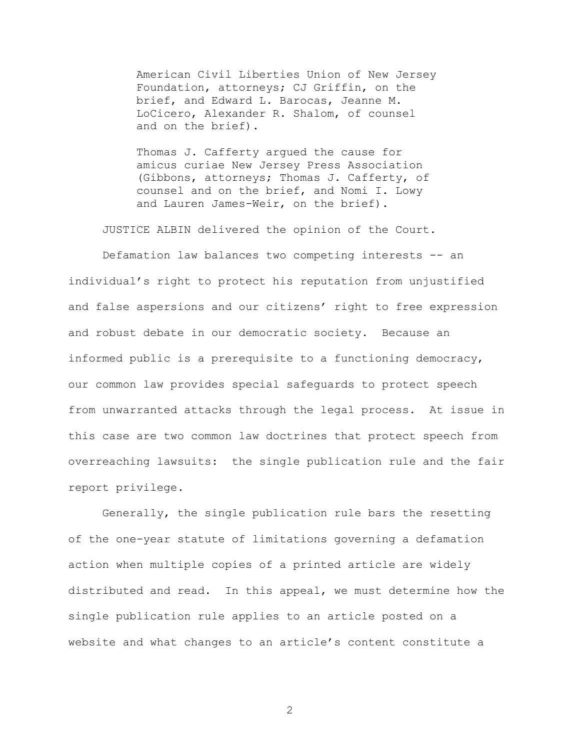American Civil Liberties Union of New Jersey Foundation, attorneys; CJ Griffin, on the brief, and Edward L. Barocas, Jeanne M. LoCicero, Alexander R. Shalom, of counsel and on the brief).

Thomas J. Cafferty argued the cause for amicus curiae New Jersey Press Association (Gibbons, attorneys; Thomas J. Cafferty, of counsel and on the brief, and Nomi I. Lowy and Lauren James-Weir, on the brief).

JUSTICE ALBIN delivered the opinion of the Court.

Defamation law balances two competing interests -- an individual's right to protect his reputation from unjustified and false aspersions and our citizens' right to free expression and robust debate in our democratic society. Because an informed public is a prerequisite to a functioning democracy, our common law provides special safeguards to protect speech from unwarranted attacks through the legal process. At issue in this case are two common law doctrines that protect speech from overreaching lawsuits: the single publication rule and the fair report privilege.

Generally, the single publication rule bars the resetting of the one-year statute of limitations governing a defamation action when multiple copies of a printed article are widely distributed and read. In this appeal, we must determine how the single publication rule applies to an article posted on a website and what changes to an article's content constitute a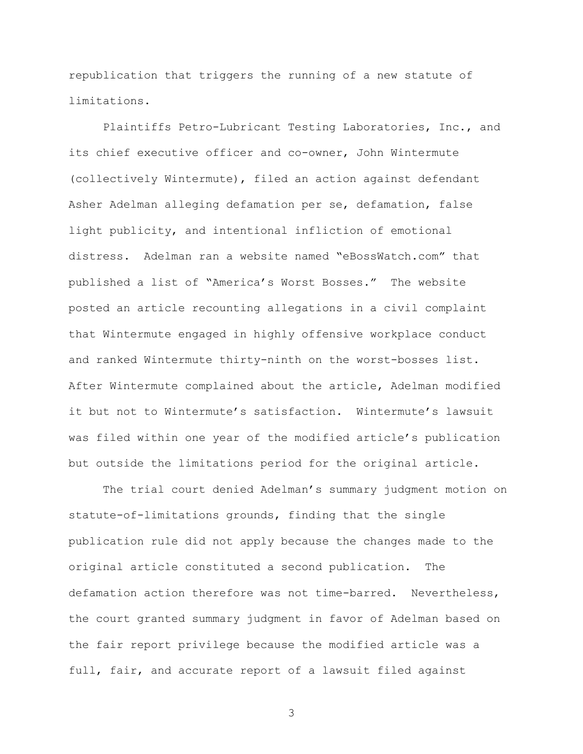republication that triggers the running of a new statute of limitations.

Plaintiffs Petro-Lubricant Testing Laboratories, Inc., and its chief executive officer and co-owner, John Wintermute (collectively Wintermute), filed an action against defendant Asher Adelman alleging defamation per se, defamation, false light publicity, and intentional infliction of emotional distress. Adelman ran a website named "eBossWatch.com" that published a list of "America's Worst Bosses." The website posted an article recounting allegations in a civil complaint that Wintermute engaged in highly offensive workplace conduct and ranked Wintermute thirty-ninth on the worst-bosses list. After Wintermute complained about the article, Adelman modified it but not to Wintermute's satisfaction. Wintermute's lawsuit was filed within one year of the modified article's publication but outside the limitations period for the original article.

The trial court denied Adelman's summary judgment motion on statute-of-limitations grounds, finding that the single publication rule did not apply because the changes made to the original article constituted a second publication. The defamation action therefore was not time-barred. Nevertheless, the court granted summary judgment in favor of Adelman based on the fair report privilege because the modified article was a full, fair, and accurate report of a lawsuit filed against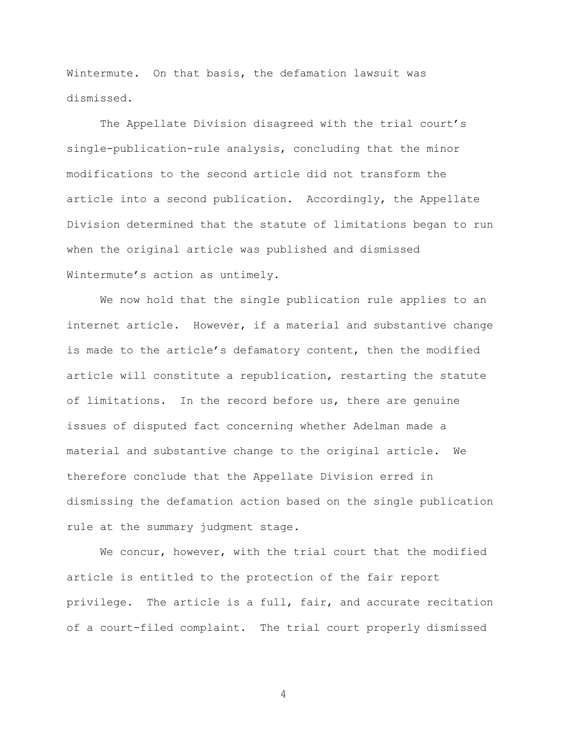Wintermute. On that basis, the defamation lawsuit was dismissed.

The Appellate Division disagreed with the trial court's single-publication-rule analysis, concluding that the minor modifications to the second article did not transform the article into a second publication. Accordingly, the Appellate Division determined that the statute of limitations began to run when the original article was published and dismissed Wintermute's action as untimely.

We now hold that the single publication rule applies to an internet article. However, if a material and substantive change is made to the article's defamatory content, then the modified article will constitute a republication, restarting the statute of limitations. In the record before us, there are genuine issues of disputed fact concerning whether Adelman made a material and substantive change to the original article. We therefore conclude that the Appellate Division erred in dismissing the defamation action based on the single publication rule at the summary judgment stage.

We concur, however, with the trial court that the modified article is entitled to the protection of the fair report privilege. The article is a full, fair, and accurate recitation of a court-filed complaint. The trial court properly dismissed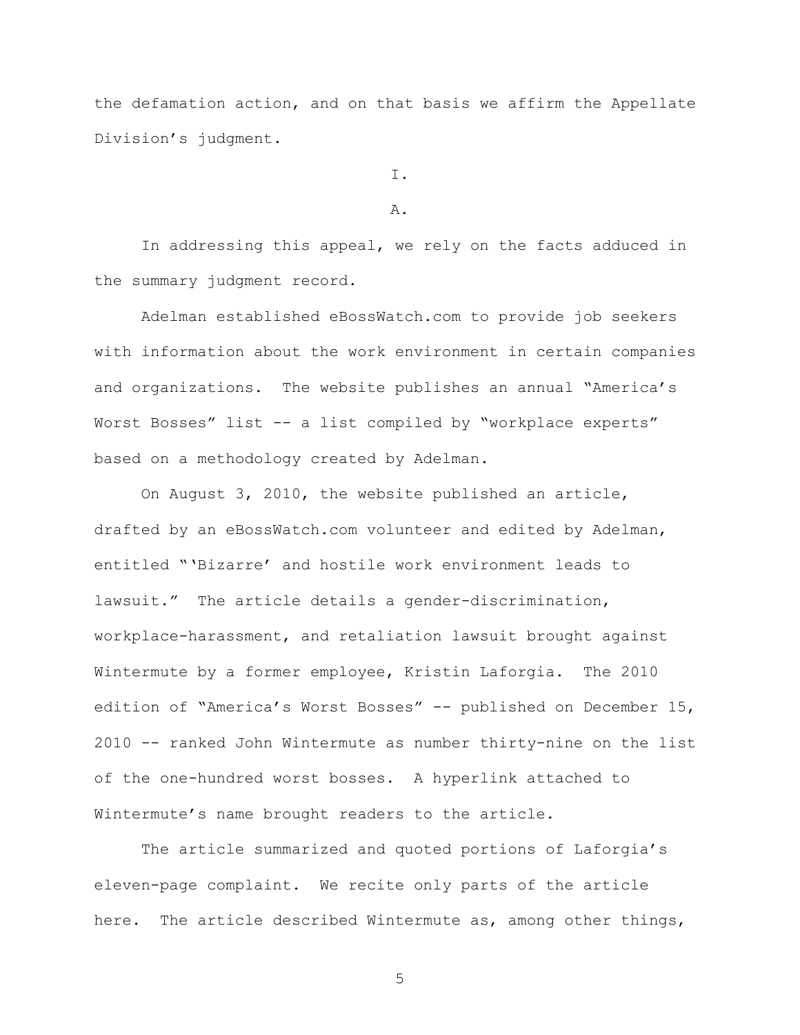the defamation action, and on that basis we affirm the Appellate Division's judgment.

# I.

## A.

In addressing this appeal, we rely on the facts adduced in the summary judgment record.

Adelman established eBossWatch.com to provide job seekers with information about the work environment in certain companies and organizations. The website publishes an annual "America's Worst Bosses" list -- a list compiled by "workplace experts" based on a methodology created by Adelman.

On August 3, 2010, the website published an article, drafted by an eBossWatch.com volunteer and edited by Adelman, entitled "'Bizarre' and hostile work environment leads to lawsuit." The article details a gender-discrimination, workplace-harassment, and retaliation lawsuit brought against Wintermute by a former employee, Kristin Laforgia. The 2010 edition of "America's Worst Bosses" -- published on December 15, 2010 -- ranked John Wintermute as number thirty-nine on the list of the one-hundred worst bosses. A hyperlink attached to Wintermute's name brought readers to the article.

The article summarized and quoted portions of Laforgia's eleven-page complaint. We recite only parts of the article here. The article described Wintermute as, among other things,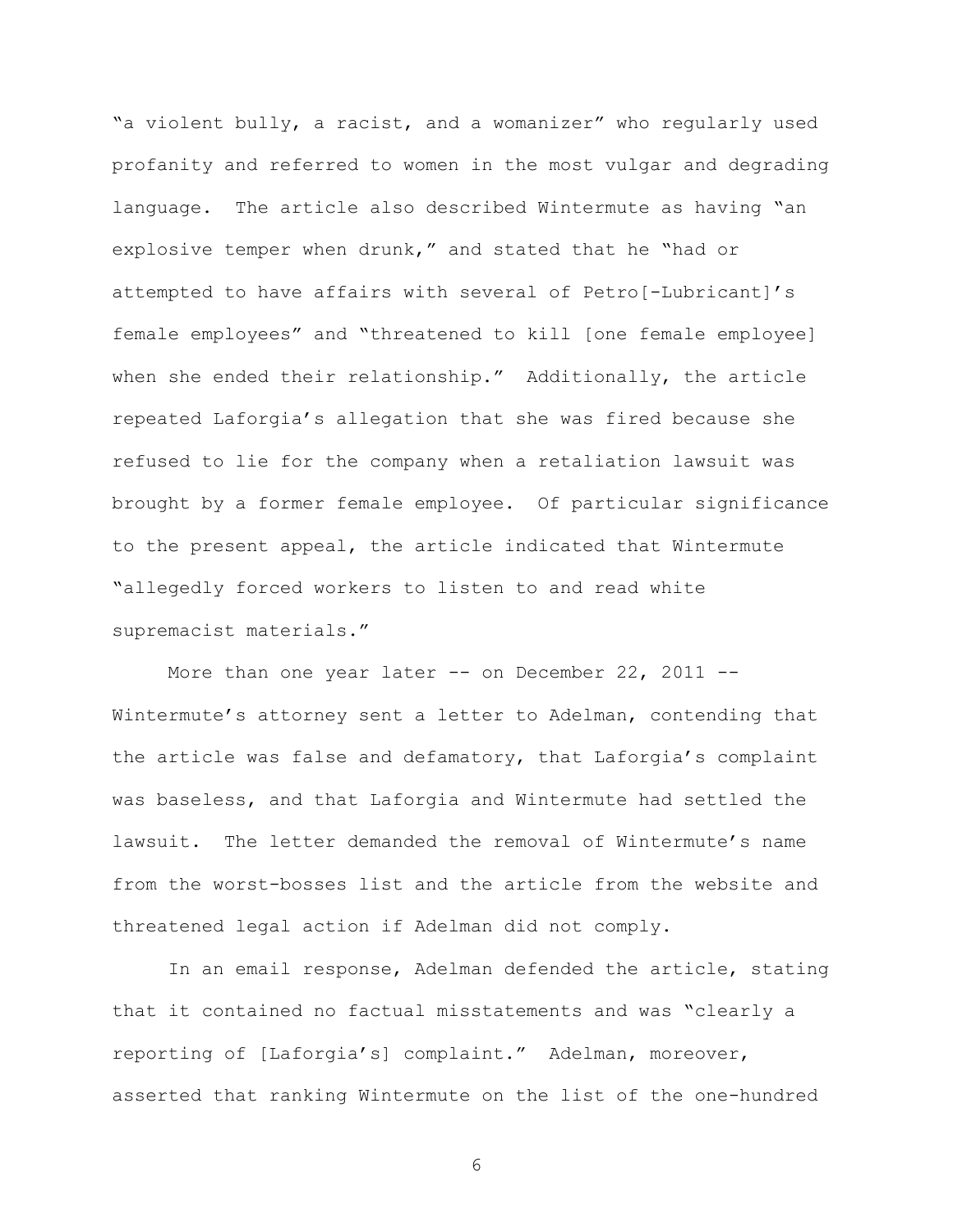"a violent bully, a racist, and a womanizer" who regularly used profanity and referred to women in the most vulgar and degrading language. The article also described Wintermute as having "an explosive temper when drunk," and stated that he "had or attempted to have affairs with several of Petro[-Lubricant]'s female employees" and "threatened to kill [one female employee] when she ended their relationship." Additionally, the article repeated Laforgia's allegation that she was fired because she refused to lie for the company when a retaliation lawsuit was brought by a former female employee. Of particular significance to the present appeal, the article indicated that Wintermute "allegedly forced workers to listen to and read white supremacist materials."

More than one year later -- on December 22, 2011 -- Wintermute's attorney sent a letter to Adelman, contending that the article was false and defamatory, that Laforgia's complaint was baseless, and that Laforgia and Wintermute had settled the lawsuit. The letter demanded the removal of Wintermute's name from the worst-bosses list and the article from the website and threatened legal action if Adelman did not comply.

In an email response, Adelman defended the article, stating that it contained no factual misstatements and was "clearly a reporting of [Laforgia's] complaint." Adelman, moreover, asserted that ranking Wintermute on the list of the one-hundred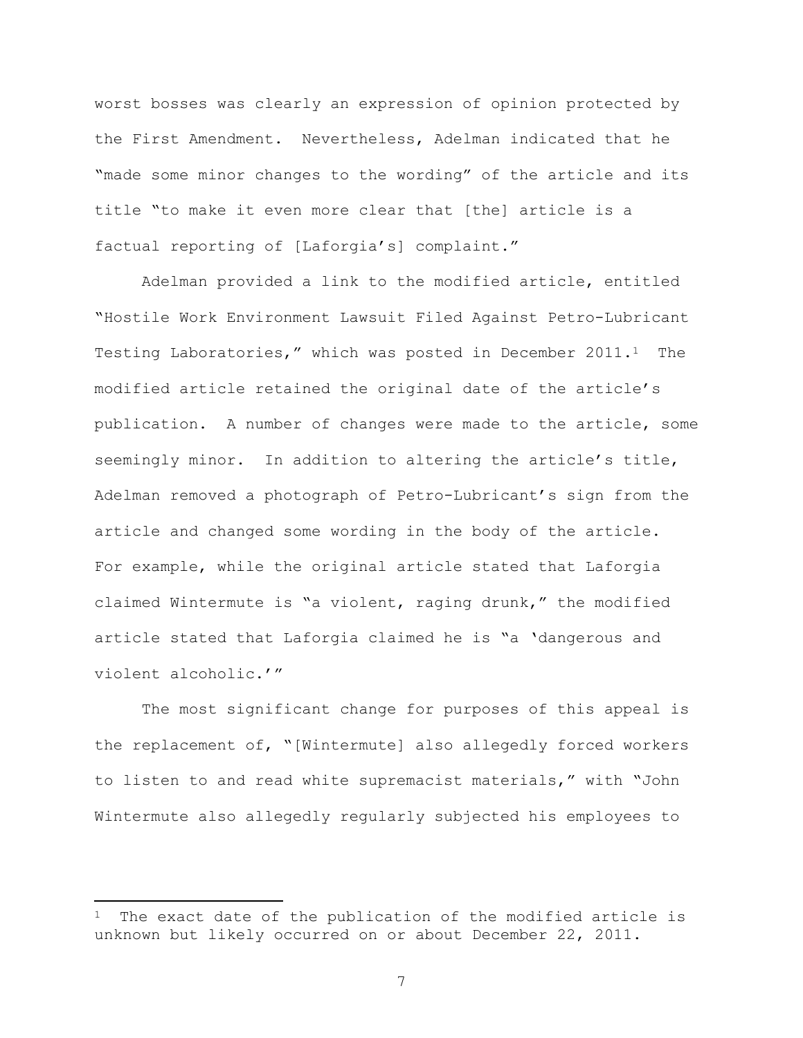worst bosses was clearly an expression of opinion protected by the First Amendment. Nevertheless, Adelman indicated that he "made some minor changes to the wording" of the article and its title "to make it even more clear that [the] article is a factual reporting of [Laforgia's] complaint."

Adelman provided a link to the modified article, entitled "Hostile Work Environment Lawsuit Filed Against Petro-Lubricant Testing Laboratories," which was posted in December 2011.[1] The modified article retained the original date of the article's publication. A number of changes were made to the article, some seemingly minor. In addition to altering the article's title, Adelman removed a photograph of Petro-Lubricant's sign from the article and changed some wording in the body of the article. For example, while the original article stated that Laforgia claimed Wintermute is "a violent, raging drunk," the modified article stated that Laforgia claimed he is "a 'dangerous and violent alcoholic.'"

The most significant change for purposes of this appeal is the replacement of, "[Wintermute] also allegedly forced workers to listen to and read white supremacist materials," with "John Wintermute also allegedly regularly subjected his employees to

---

[1] The exact date of the publication of the modified article is unknown but likely occurred on or about December 22, 2011.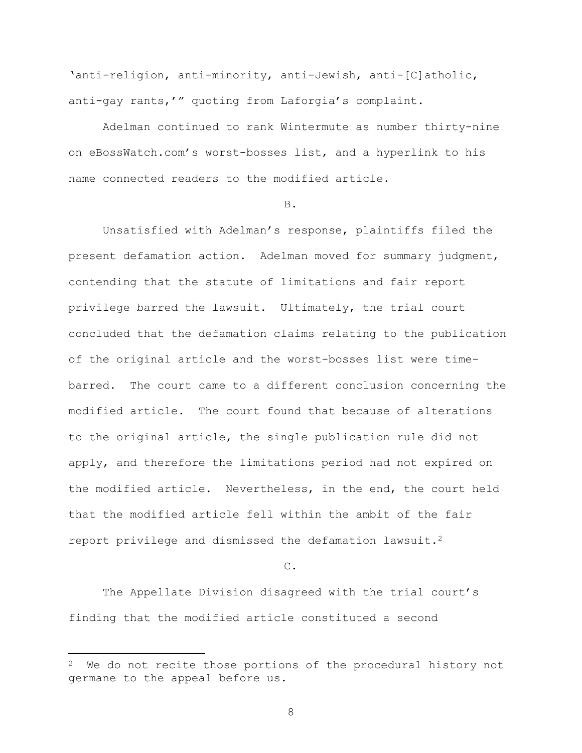'anti-religion, anti-minority, anti-Jewish, anti-[C]atholic, anti-gay rants,'" quoting from Laforgia's complaint.

Adelman continued to rank Wintermute as number thirty-nine on eBossWatch.com's worst-bosses list, and a hyperlink to his name connected readers to the modified article.

B.

Unsatisfied with Adelman's response, plaintiffs filed the present defamation action. Adelman moved for summary judgment, contending that the statute of limitations and fair report privilege barred the lawsuit. Ultimately, the trial court concluded that the defamation claims relating to the publication of the original article and the worst-bosses list were time-barred. The court came to a different conclusion concerning the modified article. The court found that because of alterations to the original article, the single publication rule did not apply, and therefore the limitations period had not expired on the modified article. Nevertheless, in the end, the court held that the modified article fell within the ambit of the fair report privilege and dismissed the defamation lawsuit.[2]

C.

The Appellate Division disagreed with the trial court's finding that the modified article constituted a second

[2] We do not recite those portions of the procedural history not germane to the appeal before us.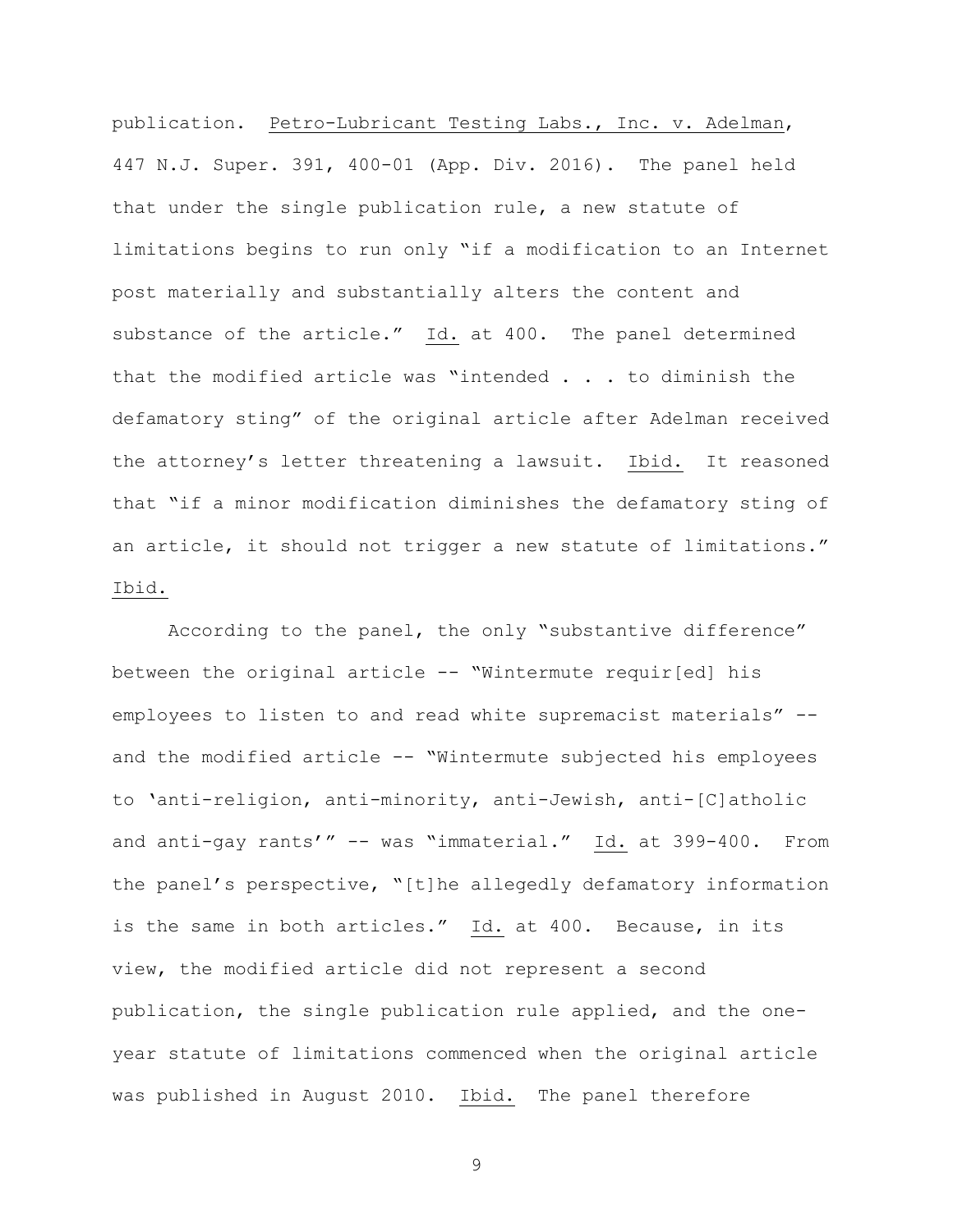publication. Petro-Lubricant Testing Labs., Inc. v. Adelman, 447 N.J. Super. 391, 400-01 (App. Div. 2016). The panel held that under the single publication rule, a new statute of limitations begins to run only "if a modification to an Internet post materially and substantially alters the content and substance of the article." Id. at 400. The panel determined that the modified article was "intended . . . to diminish the defamatory sting" of the original article after Adelman received the attorney's letter threatening a lawsuit. Ibid. It reasoned that "if a minor modification diminishes the defamatory sting of an article, it should not trigger a new statute of limitations." Ibid.

According to the panel, the only "substantive difference" between the original article -- "Wintermute requir[ed] his employees to listen to and read white supremacist materials" -- and the modified article -- "Wintermute subjected his employees to 'anti-religion, anti-minority, anti-Jewish, anti-[C]atholic and anti-gay rants'" -- was "immaterial." Id. at 399-400. From the panel's perspective, "[t]he allegedly defamatory information is the same in both articles." Id. at 400. Because, in its view, the modified article did not represent a second publication, the single publication rule applied, and the one-year statute of limitations commenced when the original article was published in August 2010. Ibid. The panel therefore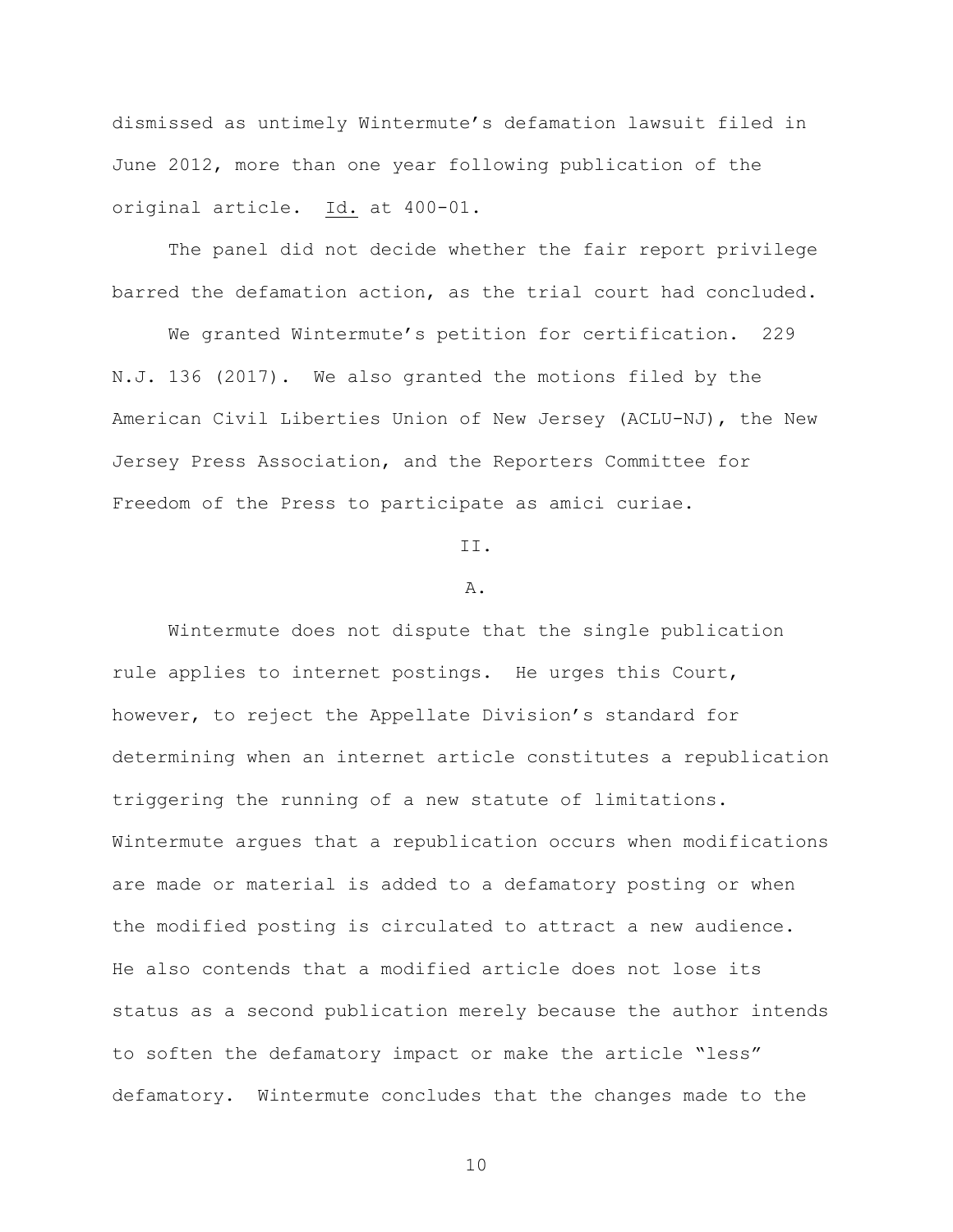dismissed as untimely Wintermute's defamation lawsuit filed in June 2012, more than one year following publication of the original article. Id. at 400-01.

The panel did not decide whether the fair report privilege barred the defamation action, as the trial court had concluded.

We granted Wintermute's petition for certification. 229 N.J. 136 (2017). We also granted the motions filed by the American Civil Liberties Union of New Jersey (ACLU-NJ), the New Jersey Press Association, and the Reporters Committee for Freedom of the Press to participate as amici curiae.

## II.

### A.

Wintermute does not dispute that the single publication rule applies to internet postings. He urges this Court, however, to reject the Appellate Division's standard for determining when an internet article constitutes a republication triggering the running of a new statute of limitations. Wintermute argues that a republication occurs when modifications are made or material is added to a defamatory posting or when the modified posting is circulated to attract a new audience. He also contends that a modified article does not lose its status as a second publication merely because the author intends to soften the defamatory impact or make the article "less" defamatory. Wintermute concludes that the changes made to the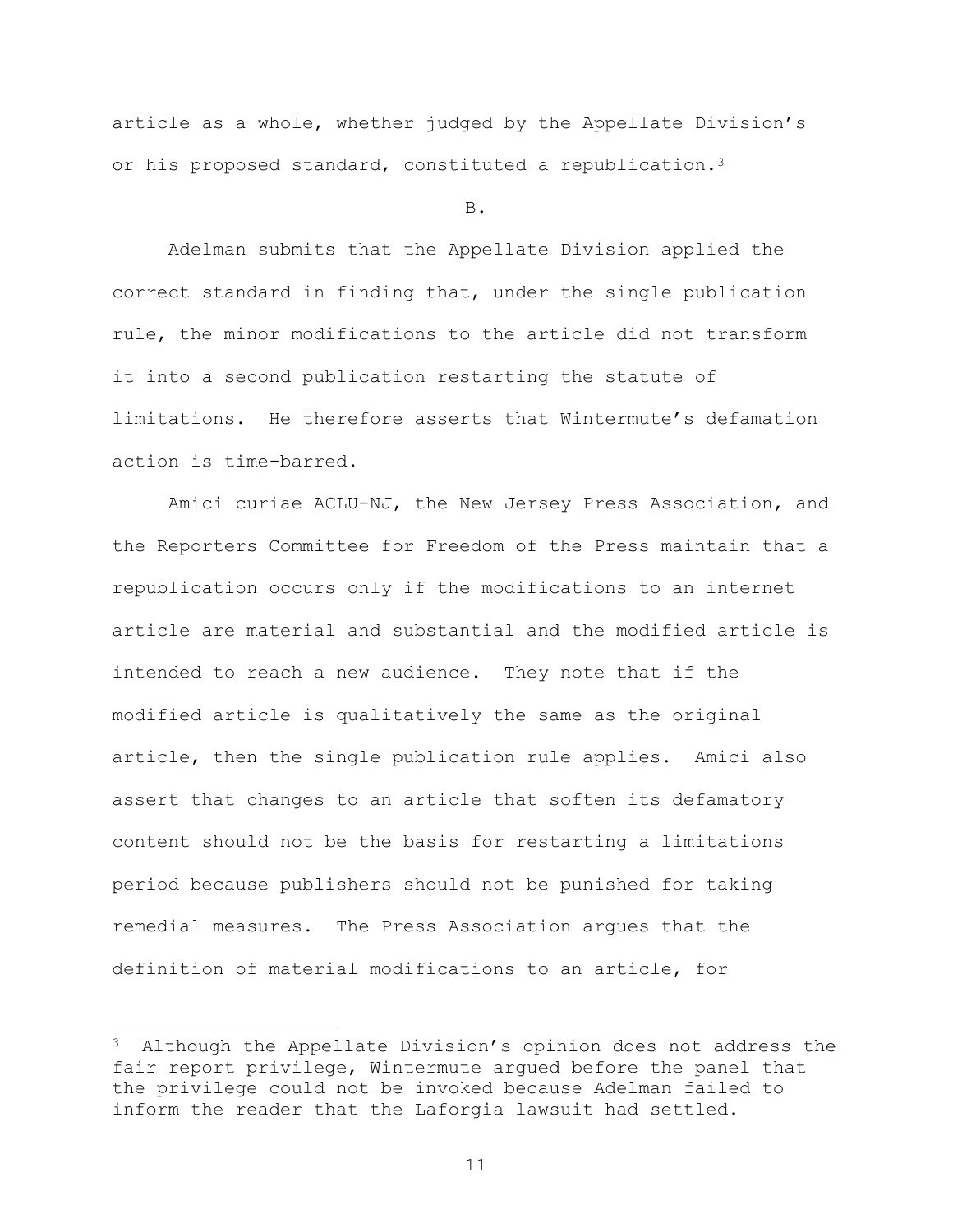article as a whole, whether judged by the Appellate Division's or his proposed standard, constituted a republication.[3]

B.

Adelman submits that the Appellate Division applied the correct standard in finding that, under the single publication rule, the minor modifications to the article did not transform it into a second publication restarting the statute of limitations. He therefore asserts that Wintermute's defamation action is time-barred.

Amici curiae ACLU-NJ, the New Jersey Press Association, and the Reporters Committee for Freedom of the Press maintain that a republication occurs only if the modifications to an internet article are material and substantial and the modified article is intended to reach a new audience. They note that if the modified article is qualitatively the same as the original article, then the single publication rule applies. Amici also assert that changes to an article that soften its defamatory content should not be the basis for restarting a limitations period because publishers should not be punished for taking remedial measures. The Press Association argues that the definition of material modifications to an article, for

[3] Although the Appellate Division's opinion does not address the fair report privilege, Wintermute argued before the panel that the privilege could not be invoked because Adelman failed to inform the reader that the Laforgia lawsuit had settled.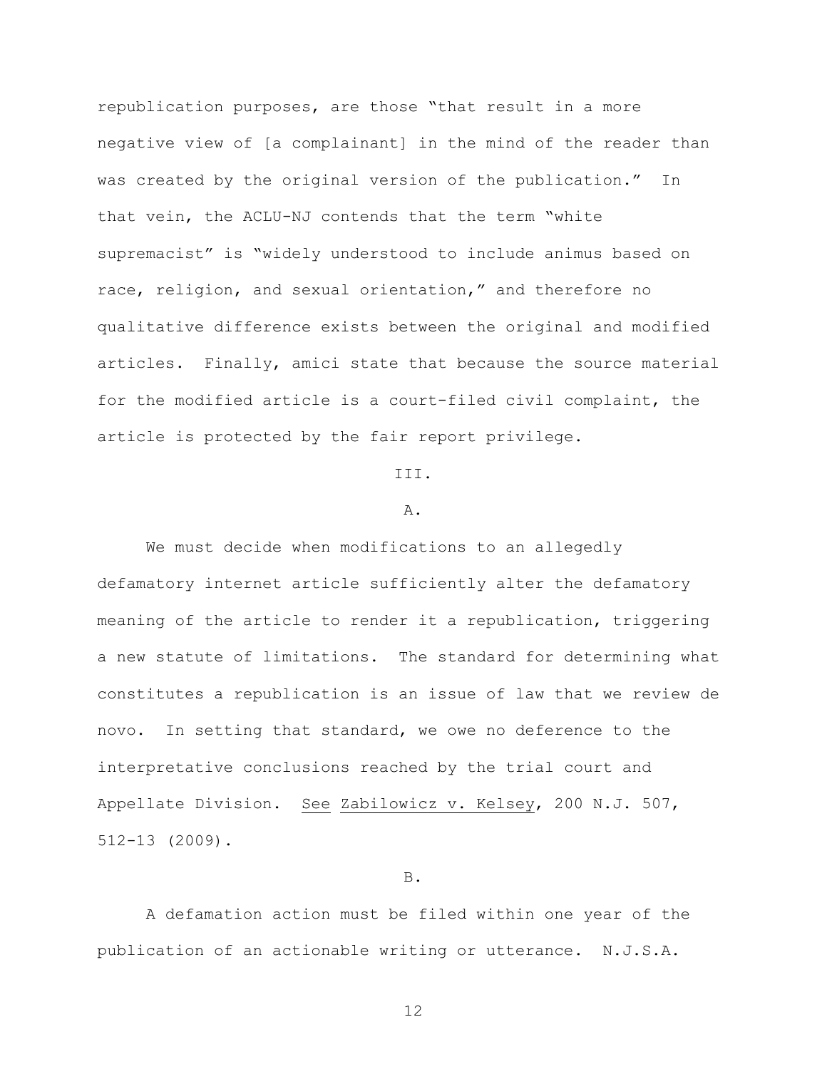republication purposes, are those "that result in a more negative view of [a complainant] in the mind of the reader than was created by the original version of the publication." In that vein, the ACLU-NJ contends that the term "white supremacist" is "widely understood to include animus based on race, religion, and sexual orientation," and therefore no qualitative difference exists between the original and modified articles. Finally, amici state that because the source material for the modified article is a court-filed civil complaint, the article is protected by the fair report privilege.

## III.

### A.

We must decide when modifications to an allegedly defamatory internet article sufficiently alter the defamatory meaning of the article to render it a republication, triggering a new statute of limitations. The standard for determining what constitutes a republication is an issue of law that we review de novo. In setting that standard, we owe no deference to the interpretative conclusions reached by the trial court and Appellate Division. See Zabilowicz v. Kelsey, 200 N.J. 507, 512-13 (2009).

### B.

A defamation action must be filed within one year of the publication of an actionable writing or utterance. N.J.S.A.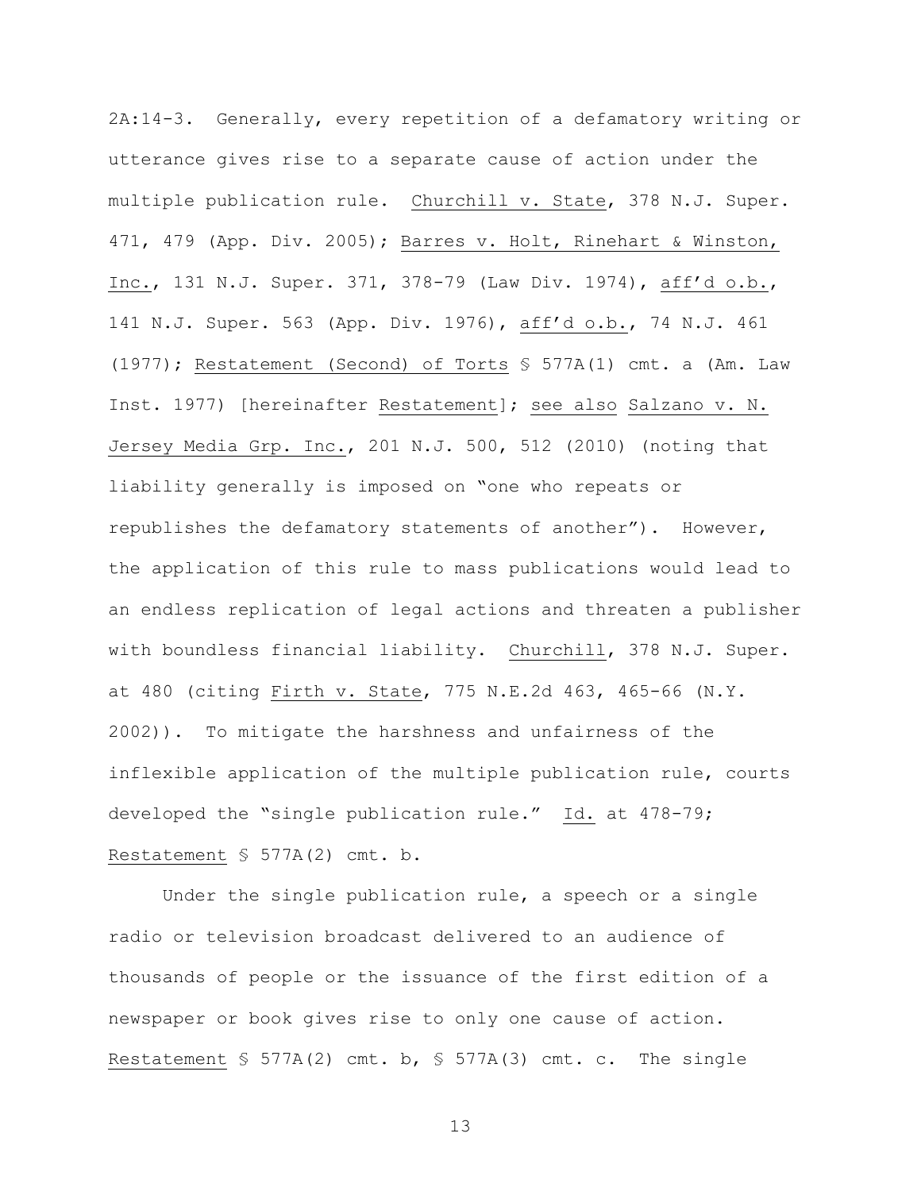2A:14-3. Generally, every repetition of a defamatory writing or utterance gives rise to a separate cause of action under the multiple publication rule. Churchill v. State, 378 N.J. Super. 471, 479 (App. Div. 2005); Barres v. Holt, Rinehart & Winston, Inc., 131 N.J. Super. 371, 378-79 (Law Div. 1974), aff'd o.b., 141 N.J. Super. 563 (App. Div. 1976), aff'd o.b., 74 N.J. 461 (1977); Restatement (Second) of Torts § 577A(1) cmt. a (Am. Law Inst. 1977) [hereinafter Restatement]; see also Salzano v. N. Jersey Media Grp. Inc., 201 N.J. 500, 512 (2010) (noting that liability generally is imposed on "one who repeats or republishes the defamatory statements of another"). However, the application of this rule to mass publications would lead to an endless replication of legal actions and threaten a publisher with boundless financial liability. Churchill, 378 N.J. Super. at 480 (citing Firth v. State, 775 N.E.2d 463, 465-66 (N.Y. 2002)). To mitigate the harshness and unfairness of the inflexible application of the multiple publication rule, courts developed the "single publication rule." Id. at 478-79; Restatement § 577A(2) cmt. b.

Under the single publication rule, a speech or a single radio or television broadcast delivered to an audience of thousands of people or the issuance of the first edition of a newspaper or book gives rise to only one cause of action. Restatement § 577A(2) cmt. b, § 577A(3) cmt. c. The single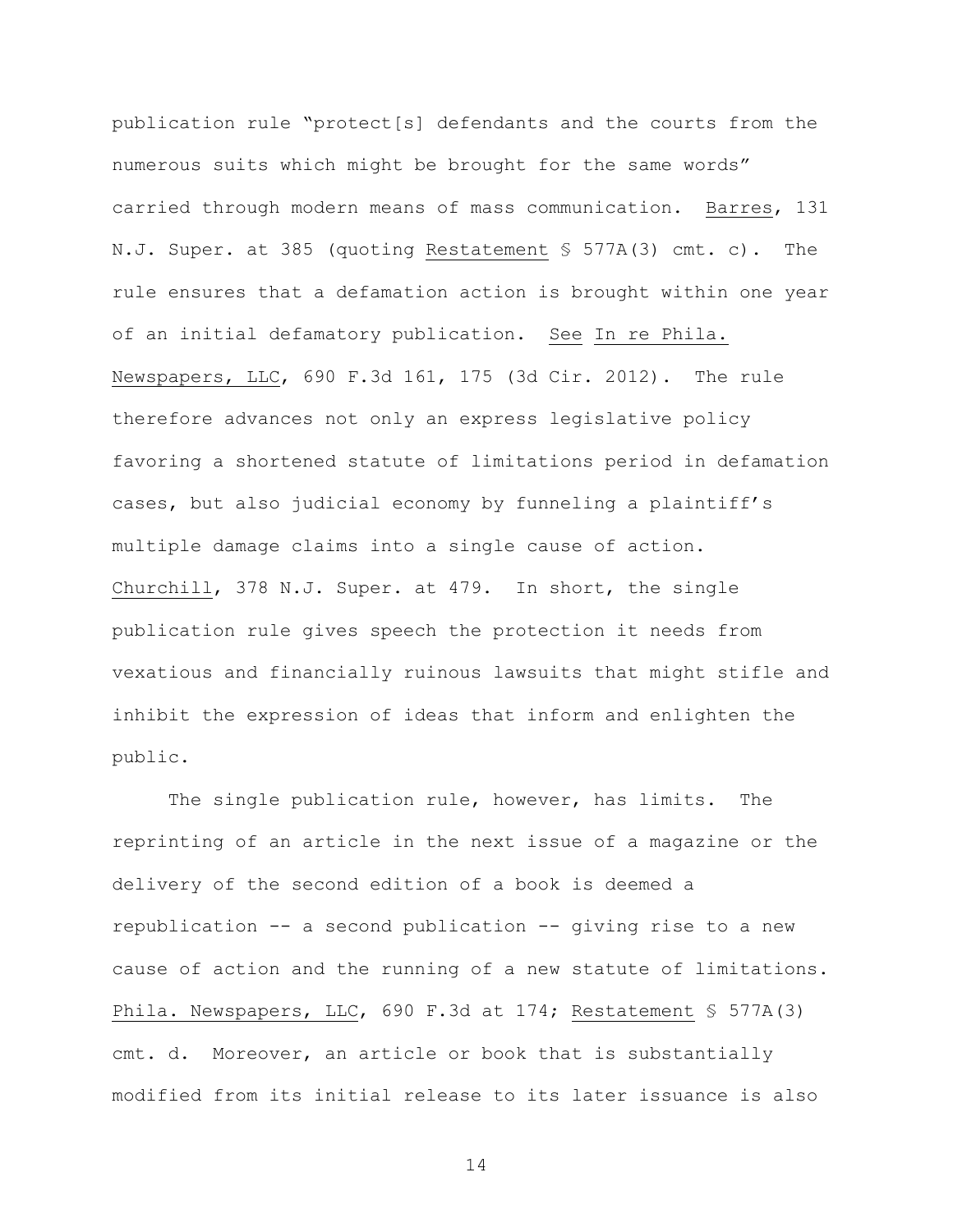publication rule "protect[s] defendants and the courts from the numerous suits which might be brought for the same words" carried through modern means of mass communication. Barres, 131 N.J. Super. at 385 (quoting Restatement § 577A(3) cmt. c). The rule ensures that a defamation action is brought within one year of an initial defamatory publication. See In re Phila. Newspapers, LLC, 690 F.3d 161, 175 (3d Cir. 2012). The rule therefore advances not only an express legislative policy favoring a shortened statute of limitations period in defamation cases, but also judicial economy by funneling a plaintiff's multiple damage claims into a single cause of action. Churchill, 378 N.J. Super. at 479. In short, the single publication rule gives speech the protection it needs from vexatious and financially ruinous lawsuits that might stifle and inhibit the expression of ideas that inform and enlighten the public.

The single publication rule, however, has limits. The reprinting of an article in the next issue of a magazine or the delivery of the second edition of a book is deemed a republication -- a second publication -- giving rise to a new cause of action and the running of a new statute of limitations. Phila. Newspapers, LLC, 690 F.3d at 174; Restatement § 577A(3) cmt. d. Moreover, an article or book that is substantially modified from its initial release to its later issuance is also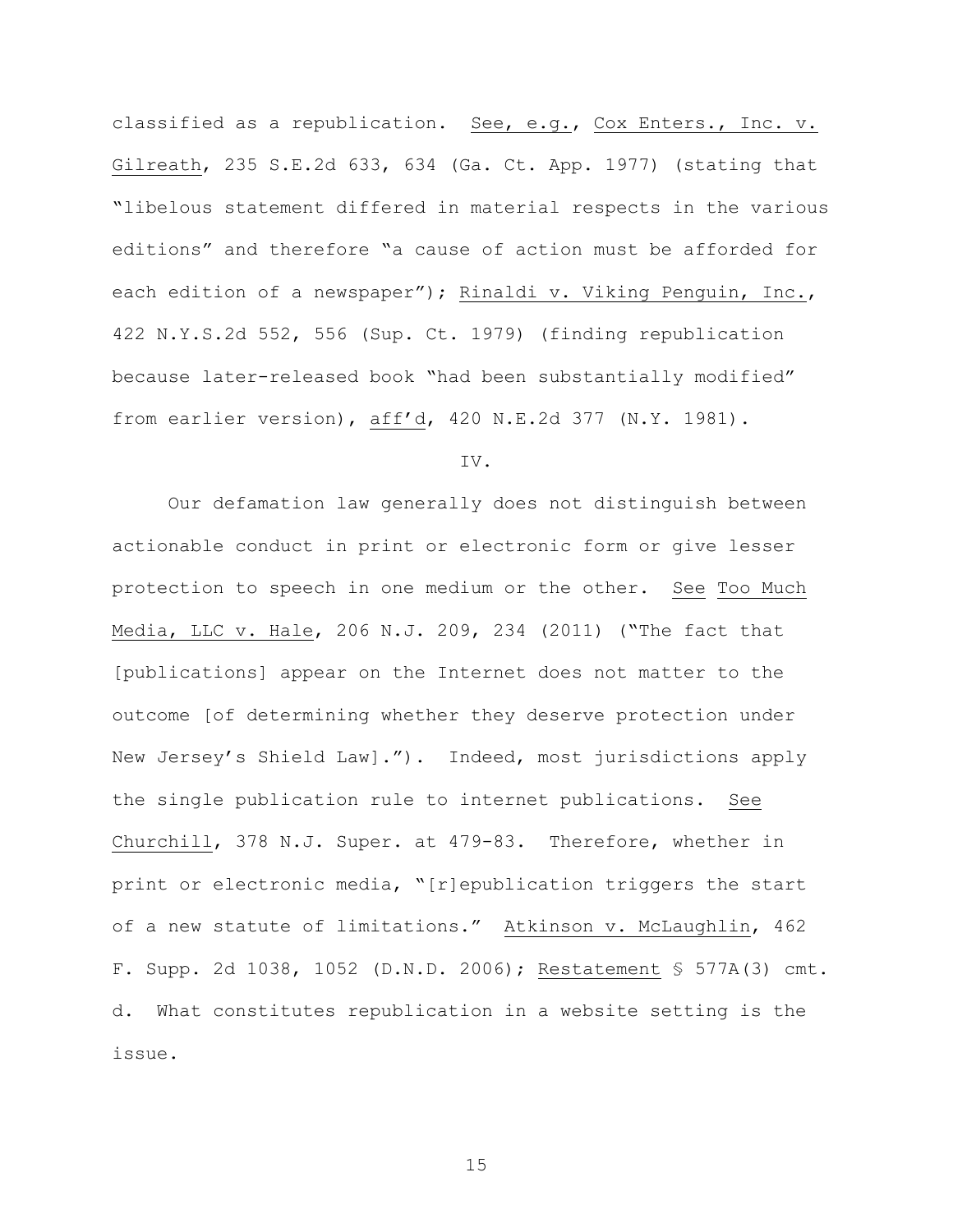classified as a republication. See, e.g., Cox Enters., Inc. v. Gilreath, 235 S.E.2d 633, 634 (Ga. Ct. App. 1977) (stating that "libelous statement differed in material respects in the various editions" and therefore "a cause of action must be afforded for each edition of a newspaper"); Rinaldi v. Viking Penguin, Inc., 422 N.Y.S.2d 552, 556 (Sup. Ct. 1979) (finding republication because later-released book "had been substantially modified" from earlier version), aff'd, 420 N.E.2d 377 (N.Y. 1981).

IV.

Our defamation law generally does not distinguish between actionable conduct in print or electronic form or give lesser protection to speech in one medium or the other. See Too Much Media, LLC v. Hale, 206 N.J. 209, 234 (2011) ("The fact that [publications] appear on the Internet does not matter to the outcome [of determining whether they deserve protection under New Jersey's Shield Law]."). Indeed, most jurisdictions apply the single publication rule to internet publications. See Churchill, 378 N.J. Super. at 479-83. Therefore, whether in print or electronic media, "[r]epublication triggers the start of a new statute of limitations." Atkinson v. McLaughlin, 462 F. Supp. 2d 1038, 1052 (D.N.D. 2006); Restatement § 577A(3) cmt. d. What constitutes republication in a website setting is the issue.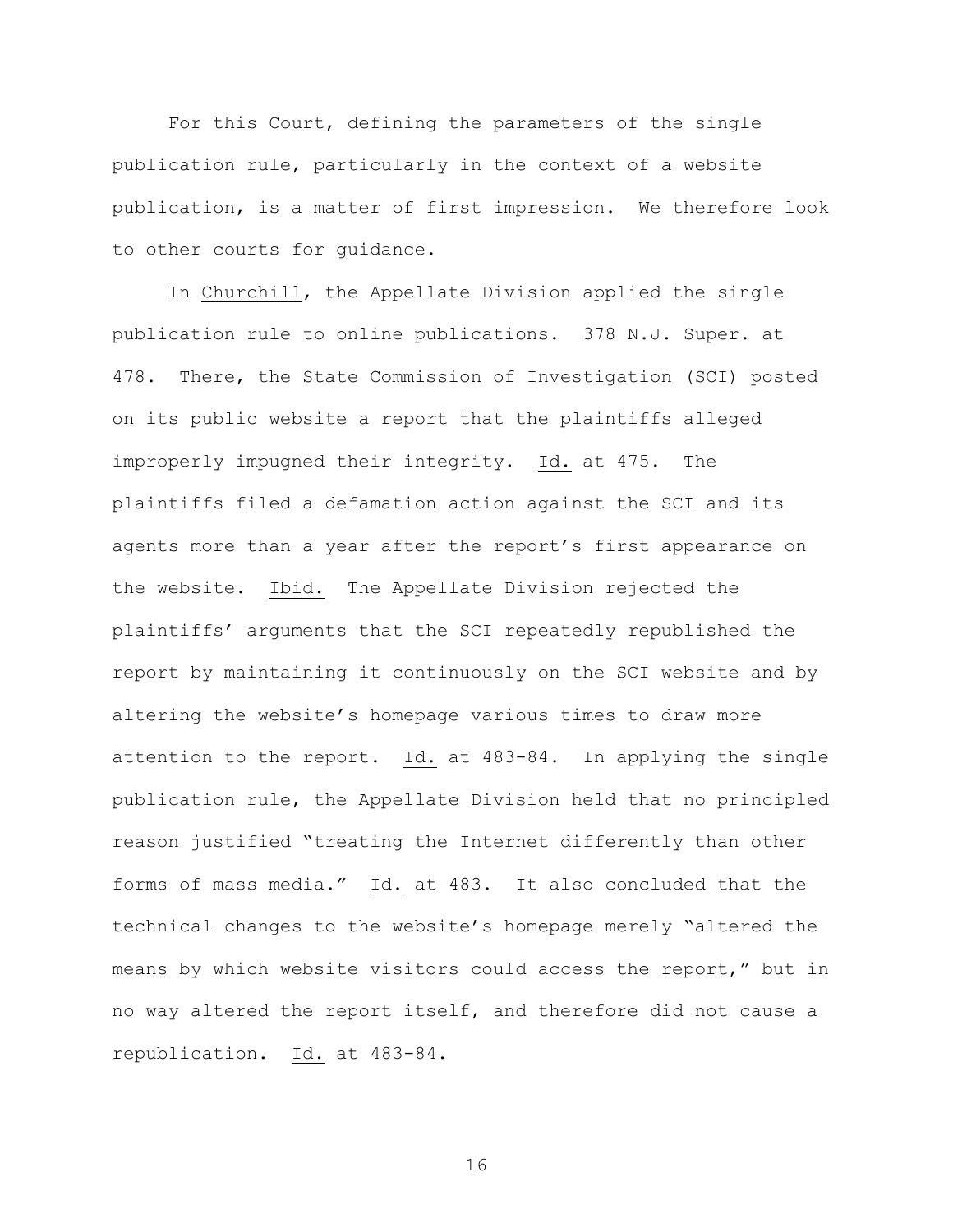For this Court, defining the parameters of the single publication rule, particularly in the context of a website publication, is a matter of first impression. We therefore look to other courts for guidance.

In Churchill, the Appellate Division applied the single publication rule to online publications. 378 N.J. Super. at 478. There, the State Commission of Investigation (SCI) posted on its public website a report that the plaintiffs alleged improperly impugned their integrity. Id. at 475. The plaintiffs filed a defamation action against the SCI and its agents more than a year after the report's first appearance on the website. Ibid. The Appellate Division rejected the plaintiffs' arguments that the SCI repeatedly republished the report by maintaining it continuously on the SCI website and by altering the website's homepage various times to draw more attention to the report. Id. at 483-84. In applying the single publication rule, the Appellate Division held that no principled reason justified "treating the Internet differently than other forms of mass media." Id. at 483. It also concluded that the technical changes to the website's homepage merely "altered the means by which website visitors could access the report," but in no way altered the report itself, and therefore did not cause a republication. Id. at 483-84.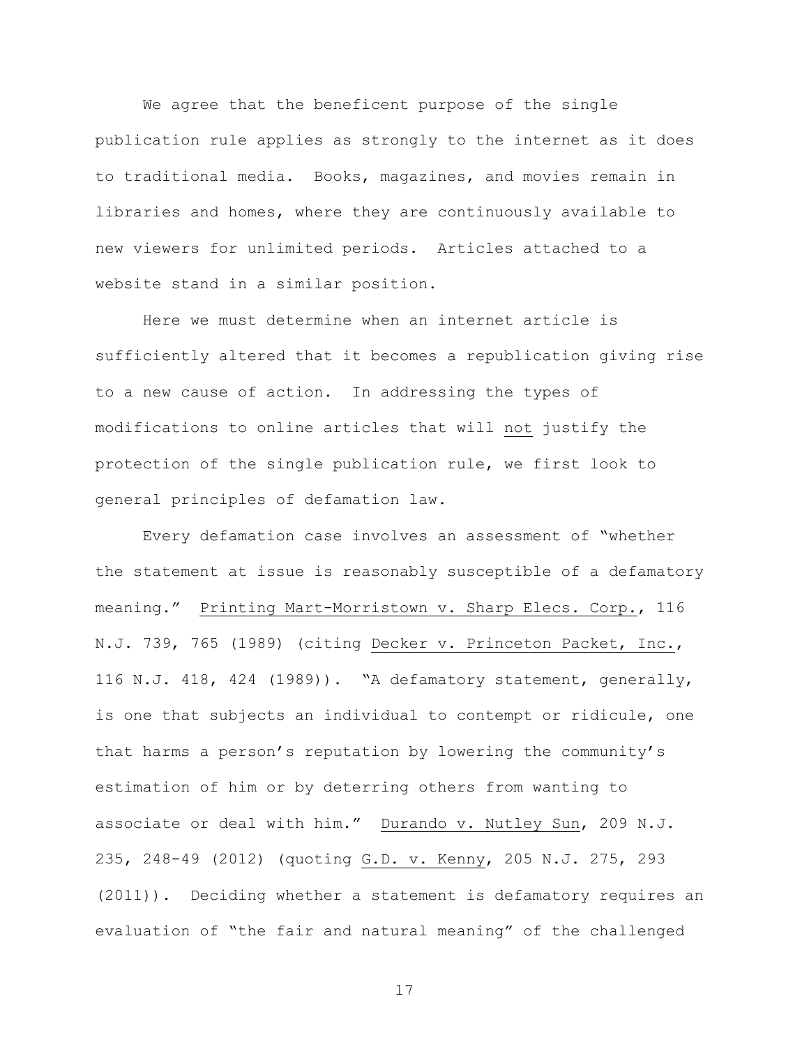We agree that the beneficent purpose of the single publication rule applies as strongly to the internet as it does to traditional media. Books, magazines, and movies remain in libraries and homes, where they are continuously available to new viewers for unlimited periods. Articles attached to a website stand in a similar position.

Here we must determine when an internet article is sufficiently altered that it becomes a republication giving rise to a new cause of action. In addressing the types of modifications to online articles that will <u>not</u> justify the protection of the single publication rule, we first look to general principles of defamation law.

Every defamation case involves an assessment of "whether the statement at issue is reasonably susceptible of a defamatory meaning." <u>Printing Mart-Morristown v. Sharp Elecs. Corp.</u>, 116 N.J. 739, 765 (1989) (citing <u>Decker v. Princeton Packet, Inc.</u>, 116 N.J. 418, 424 (1989)). "A defamatory statement, generally, is one that subjects an individual to contempt or ridicule, one that harms a person's reputation by lowering the community's estimation of him or by deterring others from wanting to associate or deal with him." <u>Durando v. Nutley Sun</u>, 209 N.J. 235, 248-49 (2012) (quoting <u>G.D. v. Kenny</u>, 205 N.J. 275, 293 (2011)). Deciding whether a statement is defamatory requires an evaluation of "the fair and natural meaning" of the challenged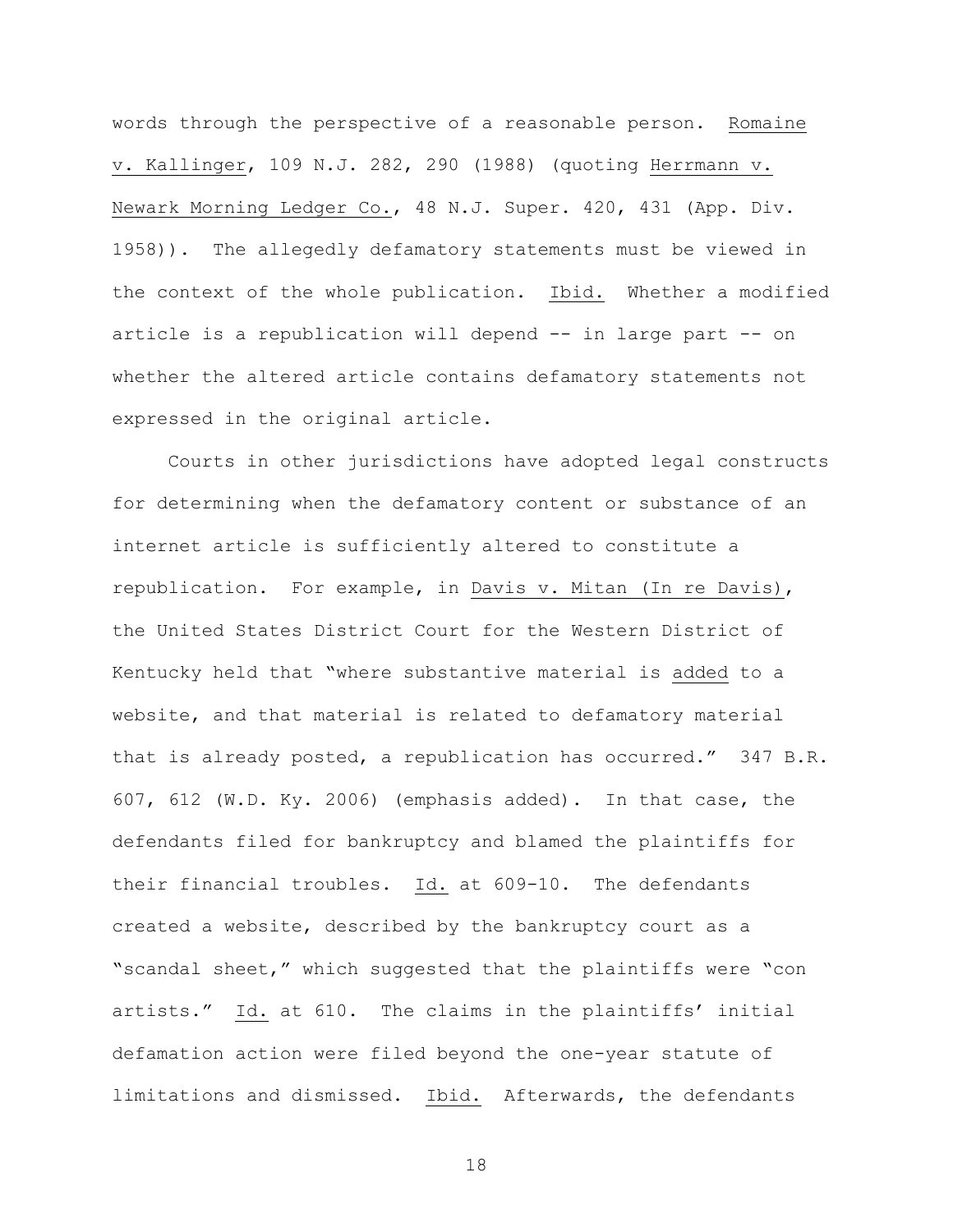words through the perspective of a reasonable person. Romaine v. Kallinger, 109 N.J. 282, 290 (1988) (quoting Herrmann v. Newark Morning Ledger Co., 48 N.J. Super. 420, 431 (App. Div. 1958)). The allegedly defamatory statements must be viewed in the context of the whole publication. Ibid. Whether a modified article is a republication will depend -- in large part -- on whether the altered article contains defamatory statements not expressed in the original article.

Courts in other jurisdictions have adopted legal constructs for determining when the defamatory content or substance of an internet article is sufficiently altered to constitute a republication. For example, in Davis v. Mitan (In re Davis), the United States District Court for the Western District of Kentucky held that "where substantive material is added to a website, and that material is related to defamatory material that is already posted, a republication has occurred." 347 B.R. 607, 612 (W.D. Ky. 2006) (emphasis added). In that case, the defendants filed for bankruptcy and blamed the plaintiffs for their financial troubles. Id. at 609-10. The defendants created a website, described by the bankruptcy court as a "scandal sheet," which suggested that the plaintiffs were "con artists." Id. at 610. The claims in the plaintiffs' initial defamation action were filed beyond the one-year statute of limitations and dismissed. Ibid. Afterwards, the defendants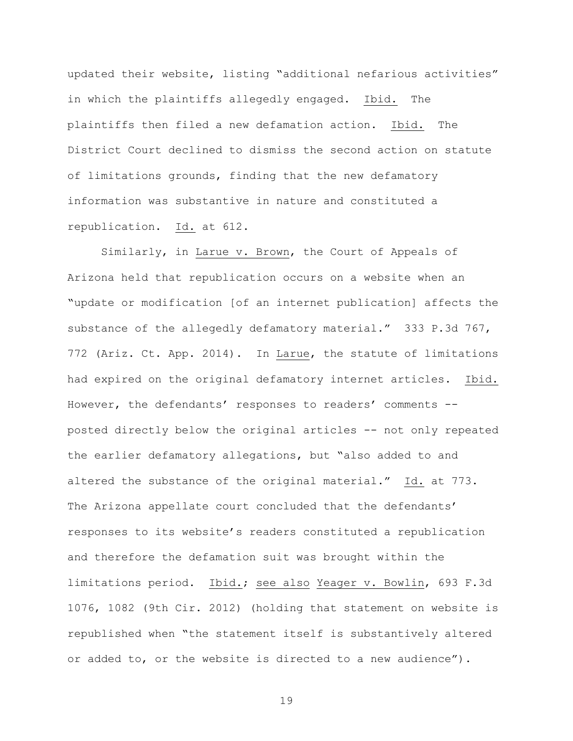updated their website, listing "additional nefarious activities" in which the plaintiffs allegedly engaged. Ibid. The plaintiffs then filed a new defamation action. Ibid. The District Court declined to dismiss the second action on statute of limitations grounds, finding that the new defamatory information was substantive in nature and constituted a republication. Id. at 612.

Similarly, in Larue v. Brown, the Court of Appeals of Arizona held that republication occurs on a website when an "update or modification [of an internet publication] affects the substance of the allegedly defamatory material." 333 P.3d 767, 772 (Ariz. Ct. App. 2014). In Larue, the statute of limitations had expired on the original defamatory internet articles. Ibid. However, the defendants' responses to readers' comments -- posted directly below the original articles -- not only repeated the earlier defamatory allegations, but "also added to and altered the substance of the original material." Id. at 773. The Arizona appellate court concluded that the defendants' responses to its website's readers constituted a republication and therefore the defamation suit was brought within the limitations period. Ibid.; see also Yeager v. Bowlin, 693 F.3d 1076, 1082 (9th Cir. 2012) (holding that statement on website is republished when "the statement itself is substantively altered or added to, or the website is directed to a new audience").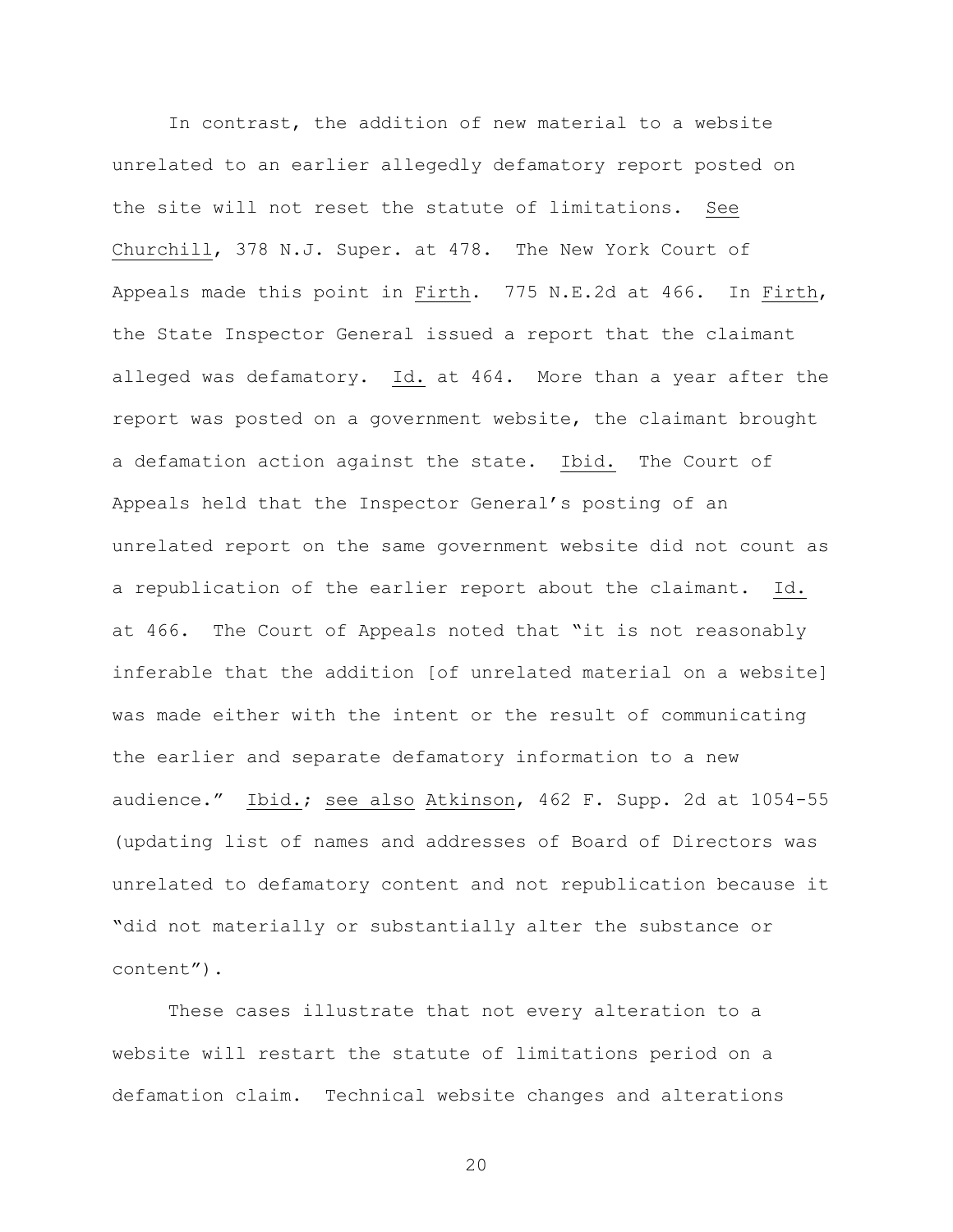In contrast, the addition of new material to a website unrelated to an earlier allegedly defamatory report posted on the site will not reset the statute of limitations. See Churchill, 378 N.J. Super. at 478. The New York Court of Appeals made this point in Firth. 775 N.E.2d at 466. In Firth, the State Inspector General issued a report that the claimant alleged was defamatory. Id. at 464. More than a year after the report was posted on a government website, the claimant brought a defamation action against the state. Ibid. The Court of Appeals held that the Inspector General's posting of an unrelated report on the same government website did not count as a republication of the earlier report about the claimant. Id. at 466. The Court of Appeals noted that "it is not reasonably inferable that the addition [of unrelated material on a website] was made either with the intent or the result of communicating the earlier and separate defamatory information to a new audience." Ibid.; see also Atkinson, 462 F. Supp. 2d at 1054-55 (updating list of names and addresses of Board of Directors was unrelated to defamatory content and not republication because it "did not materially or substantially alter the substance or content").

These cases illustrate that not every alteration to a website will restart the statute of limitations period on a defamation claim. Technical website changes and alterations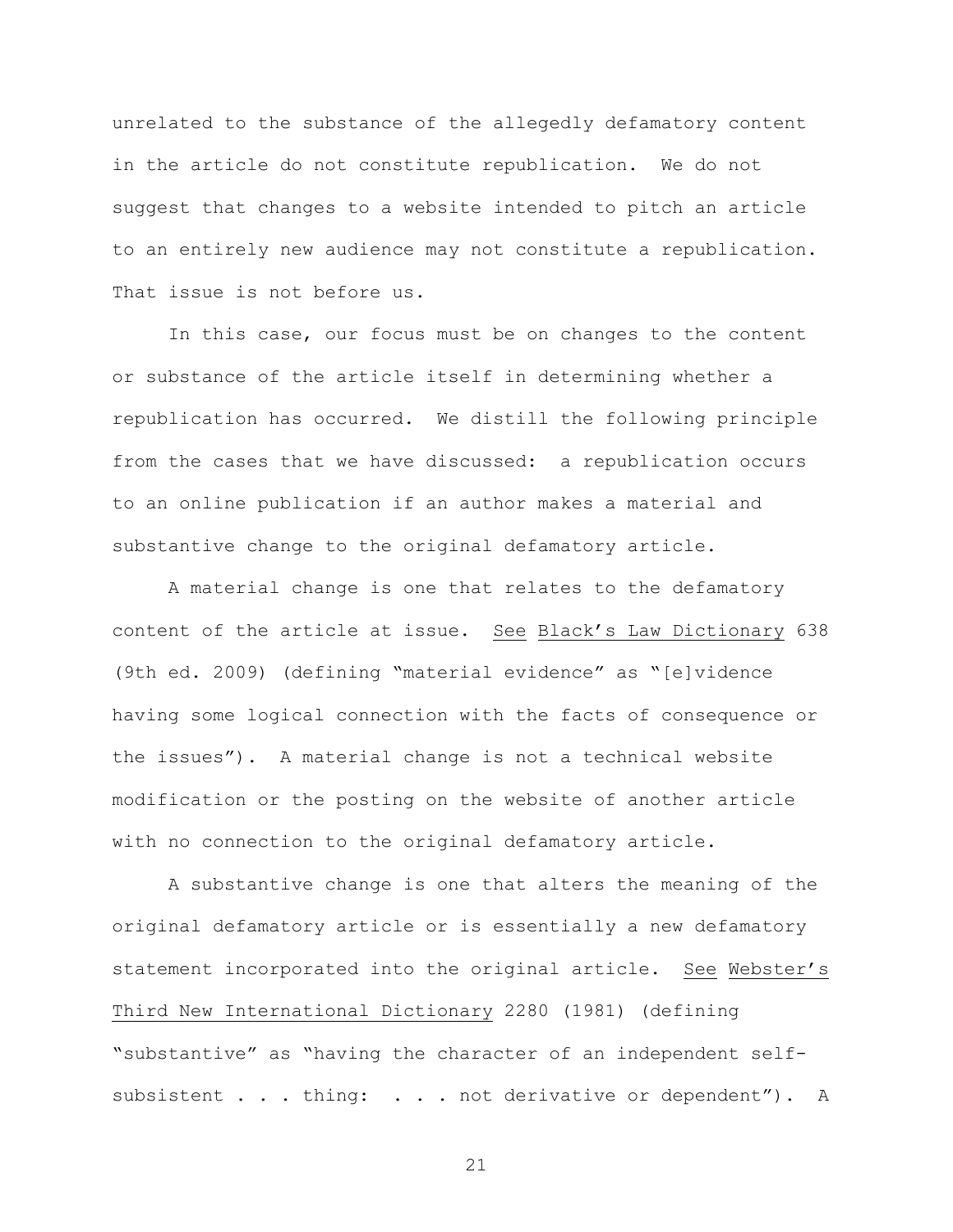unrelated to the substance of the allegedly defamatory content in the article do not constitute republication. We do not suggest that changes to a website intended to pitch an article to an entirely new audience may not constitute a republication. That issue is not before us.

In this case, our focus must be on changes to the content or substance of the article itself in determining whether a republication has occurred. We distill the following principle from the cases that we have discussed: a republication occurs to an online publication if an author makes a material and substantive change to the original defamatory article.

A material change is one that relates to the defamatory content of the article at issue. See Black's Law Dictionary 638 (9th ed. 2009) (defining "material evidence" as "[e]vidence having some logical connection with the facts of consequence or the issues"). A material change is not a technical website modification or the posting on the website of another article with no connection to the original defamatory article.

A substantive change is one that alters the meaning of the original defamatory article or is essentially a new defamatory statement incorporated into the original article. See Webster's Third New International Dictionary 2280 (1981) (defining "substantive" as "having the character of an independent self-subsistent . . . thing: . . . not derivative or dependent"). A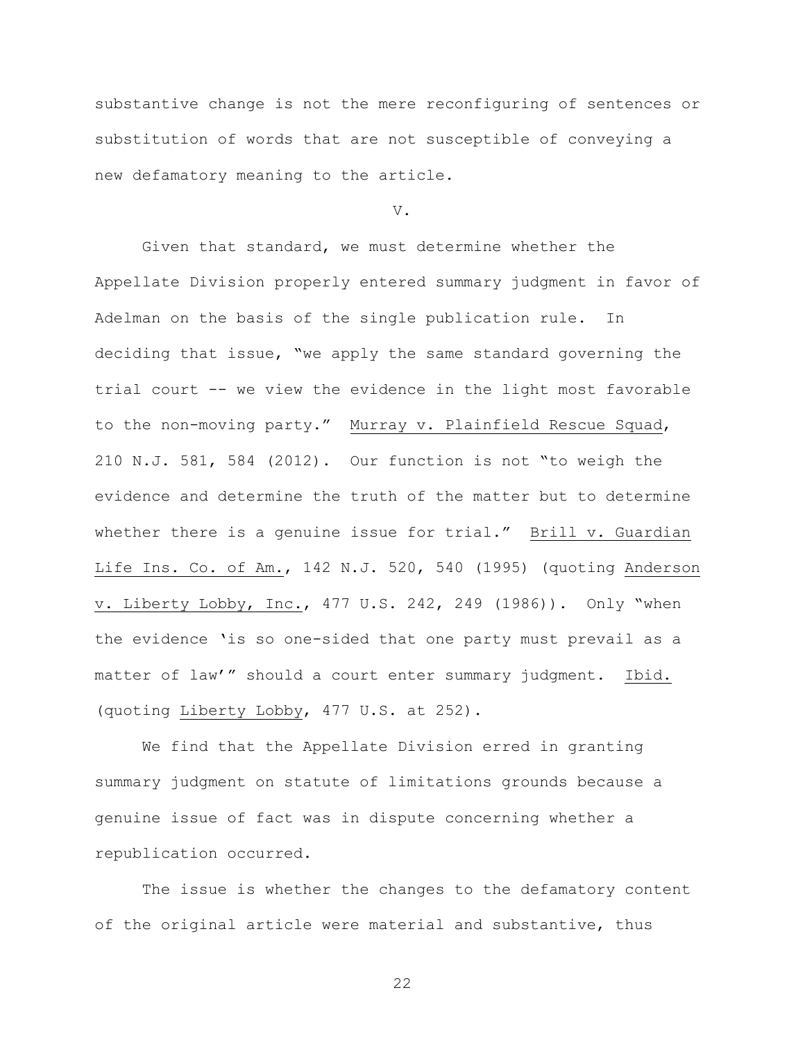substantive change is not the mere reconfiguring of sentences or substitution of words that are not susceptible of conveying a new defamatory meaning to the article.

V.

Given that standard, we must determine whether the Appellate Division properly entered summary judgment in favor of Adelman on the basis of the single publication rule. In deciding that issue, "we apply the same standard governing the trial court -- we view the evidence in the light most favorable to the non-moving party." Murray v. Plainfield Rescue Squad, 210 N.J. 581, 584 (2012). Our function is not "to weigh the evidence and determine the truth of the matter but to determine whether there is a genuine issue for trial." Brill v. Guardian Life Ins. Co. of Am., 142 N.J. 520, 540 (1995) (quoting Anderson v. Liberty Lobby, Inc., 477 U.S. 242, 249 (1986)). Only "when the evidence 'is so one-sided that one party must prevail as a matter of law'" should a court enter summary judgment. Ibid. (quoting Liberty Lobby, 477 U.S. at 252).

We find that the Appellate Division erred in granting summary judgment on statute of limitations grounds because a genuine issue of fact was in dispute concerning whether a republication occurred.

The issue is whether the changes to the defamatory content of the original article were material and substantive, thus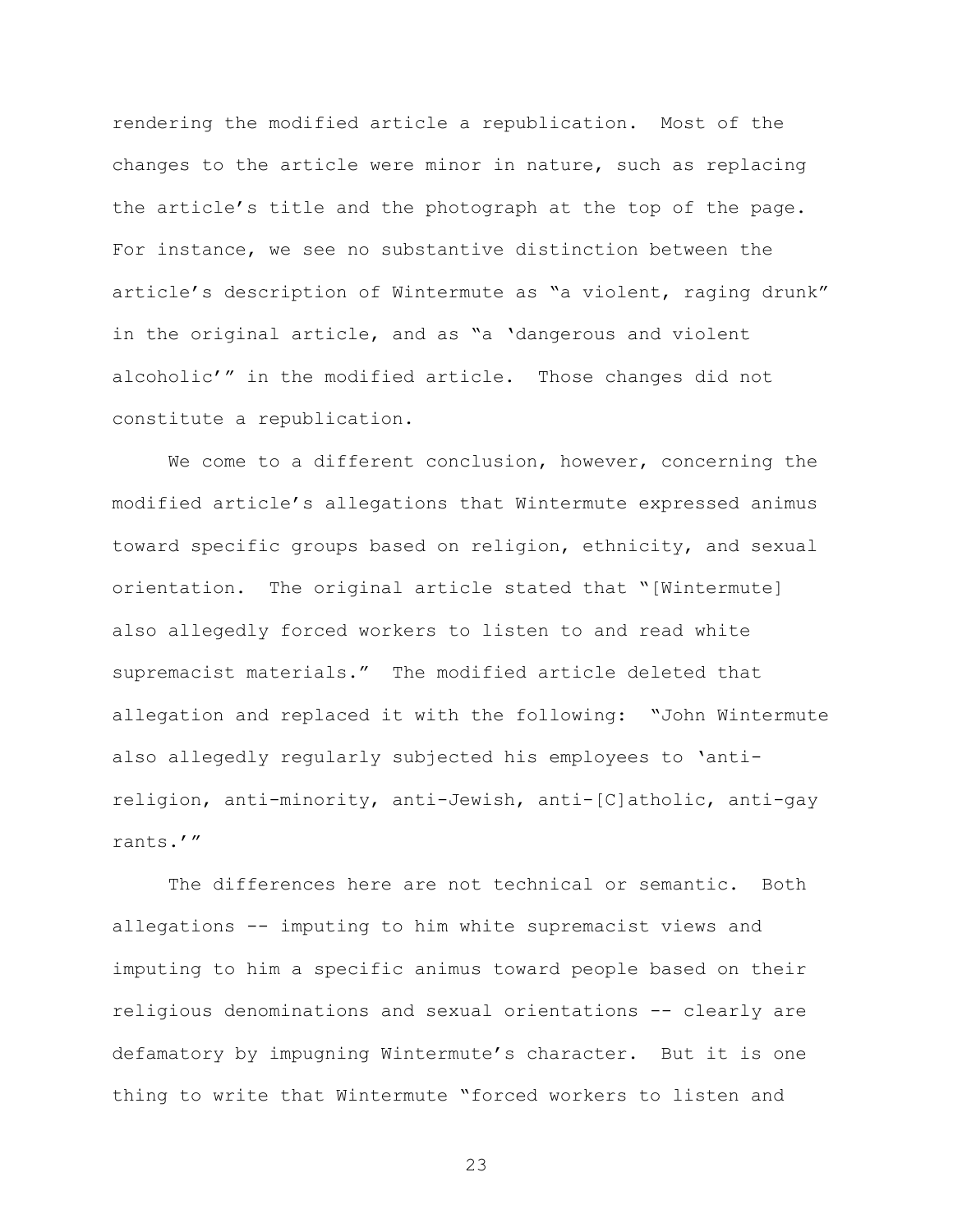rendering the modified article a republication. Most of the changes to the article were minor in nature, such as replacing the article's title and the photograph at the top of the page. For instance, we see no substantive distinction between the article's description of Wintermute as "a violent, raging drunk" in the original article, and as "a 'dangerous and violent alcoholic'" in the modified article. Those changes did not constitute a republication.

We come to a different conclusion, however, concerning the modified article's allegations that Wintermute expressed animus toward specific groups based on religion, ethnicity, and sexual orientation. The original article stated that "[Wintermute] also allegedly forced workers to listen to and read white supremacist materials." The modified article deleted that allegation and replaced it with the following: "John Wintermute also allegedly regularly subjected his employees to 'anti-religion, anti-minority, anti-Jewish, anti-[C]atholic, anti-gay rants.'"

The differences here are not technical or semantic. Both allegations -- imputing to him white supremacist views and imputing to him a specific animus toward people based on their religious denominations and sexual orientations -- clearly are defamatory by impugning Wintermute's character. But it is one thing to write that Wintermute "forced workers to listen and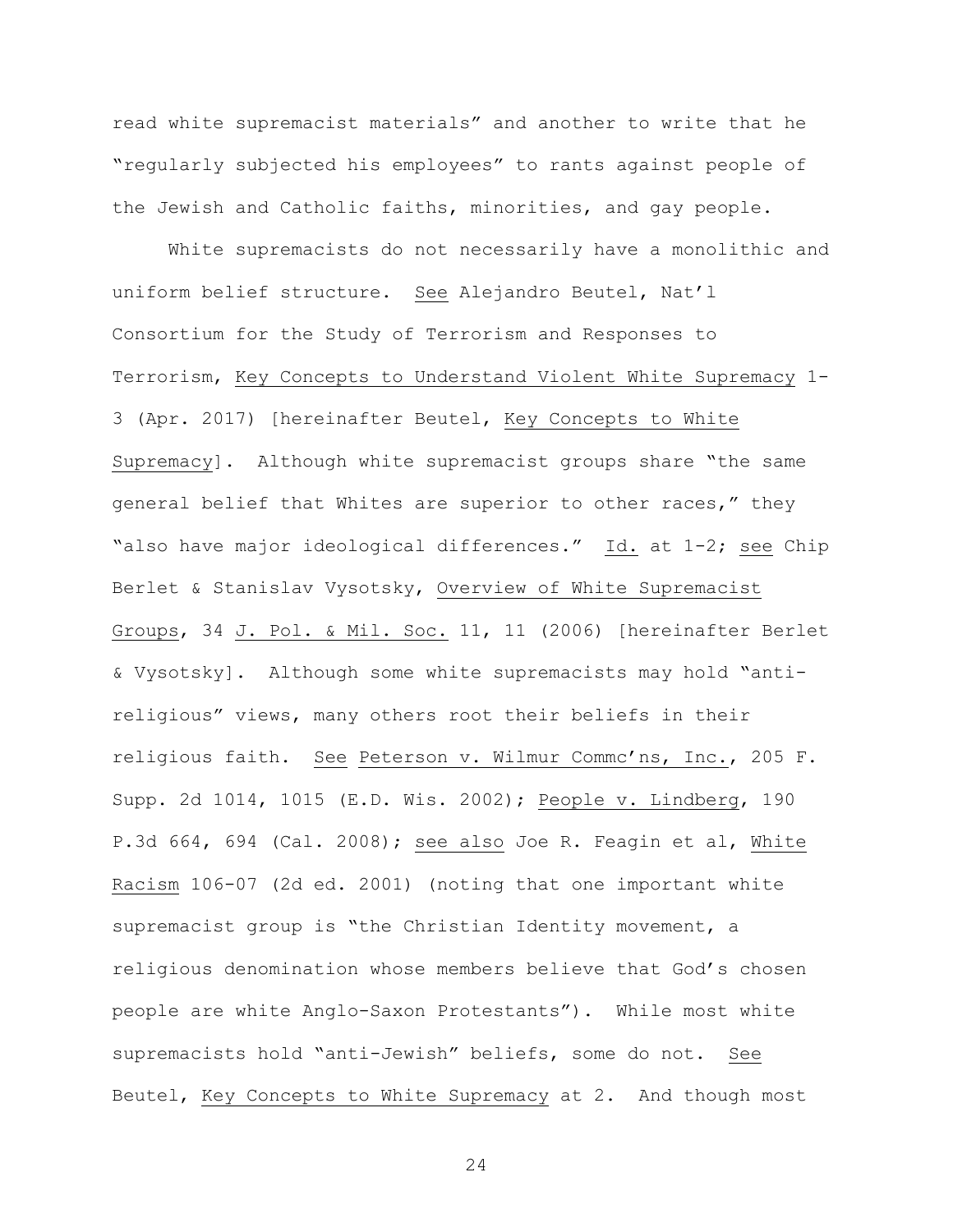read white supremacist materials" and another to write that he "regularly subjected his employees" to rants against people of the Jewish and Catholic faiths, minorities, and gay people.

White supremacists do not necessarily have a monolithic and uniform belief structure. See Alejandro Beutel, Nat'l Consortium for the Study of Terrorism and Responses to Terrorism, Key Concepts to Understand Violent White Supremacy 1-3 (Apr. 2017) [hereinafter Beutel, Key Concepts to White Supremacy]. Although white supremacist groups share "the same general belief that Whites are superior to other races," they "also have major ideological differences." Id. at 1-2; see Chip Berlet & Stanislav Vysotsky, Overview of White Supremacist Groups, 34 J. Pol. & Mil. Soc. 11, 11 (2006) [hereinafter Berlet & Vysotsky]. Although some white supremacists may hold "anti-religious" views, many others root their beliefs in their religious faith. See Peterson v. Wilmur Commc'ns, Inc., 205 F. Supp. 2d 1014, 1015 (E.D. Wis. 2002); People v. Lindberg, 190 P.3d 664, 694 (Cal. 2008); see also Joe R. Feagin et al, White Racism 106-07 (2d ed. 2001) (noting that one important white supremacist group is "the Christian Identity movement, a religious denomination whose members believe that God's chosen people are white Anglo-Saxon Protestants"). While most white supremacists hold "anti-Jewish" beliefs, some do not. See Beutel, Key Concepts to White Supremacy at 2. And though most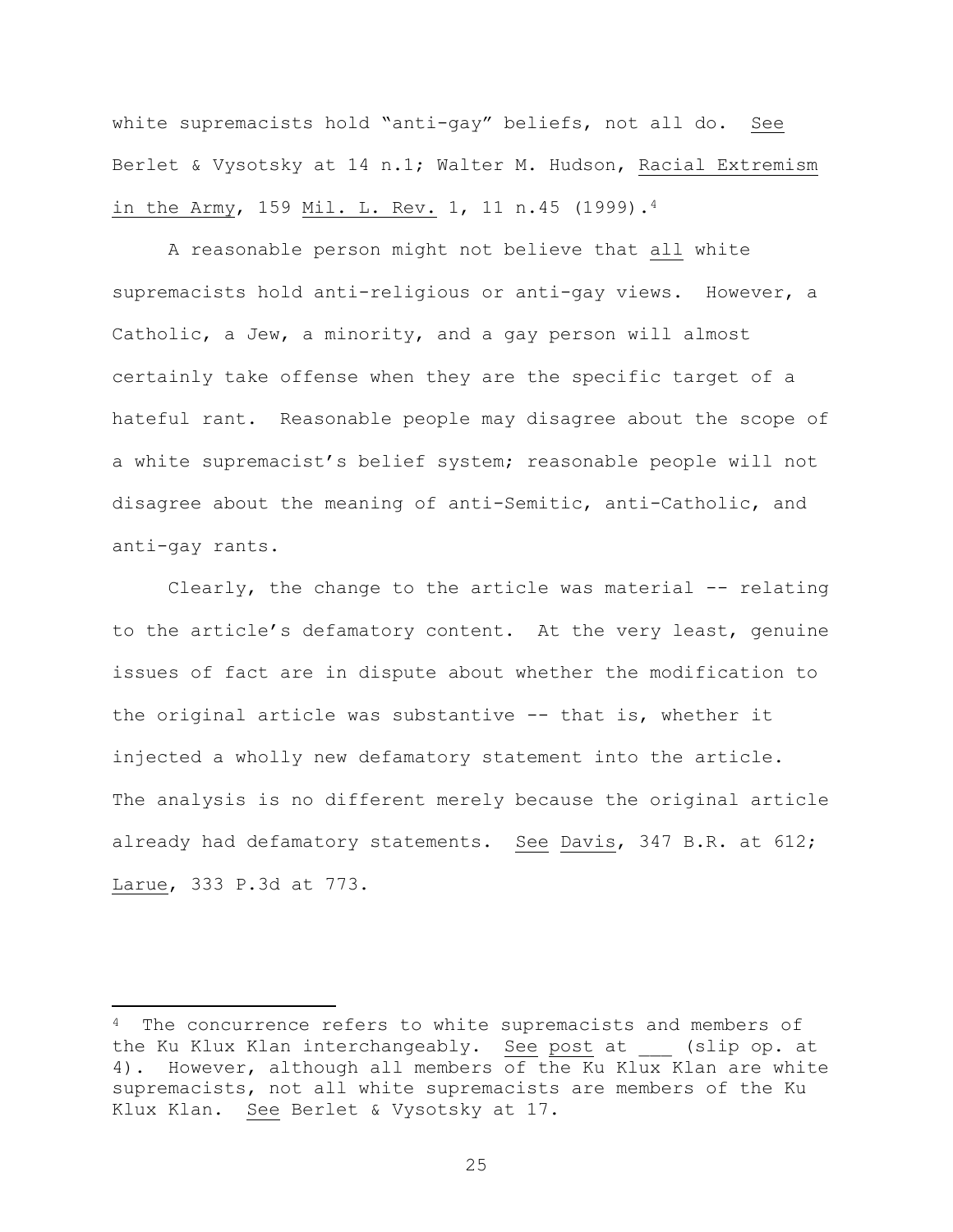white supremacists hold "anti-gay" beliefs, not all do. See Berlet & Vysotsky at 14 n.1; Walter M. Hudson, Racial Extremism in the Army, 159 Mil. L. Rev. 1, 11 n.45 (1999).[4]

A reasonable person might not believe that all white supremacists hold anti-religious or anti-gay views. However, a Catholic, a Jew, a minority, and a gay person will almost certainly take offense when they are the specific target of a hateful rant. Reasonable people may disagree about the scope of a white supremacist's belief system; reasonable people will not disagree about the meaning of anti-Semitic, anti-Catholic, and anti-gay rants.

Clearly, the change to the article was material -- relating to the article's defamatory content. At the very least, genuine issues of fact are in dispute about whether the modification to the original article was substantive -- that is, whether it injected a wholly new defamatory statement into the article. The analysis is no different merely because the original article already had defamatory statements. See Davis, 347 B.R. at 612; Larue, 333 P.3d at 773.

---

[4] The concurrence refers to white supremacists and members of the Ku Klux Klan interchangeably. See post at ___ (slip op. at 4). However, although all members of the Ku Klux Klan are white supremacists, not all white supremacists are members of the Ku Klux Klan. See Berlet & Vysotsky at 17.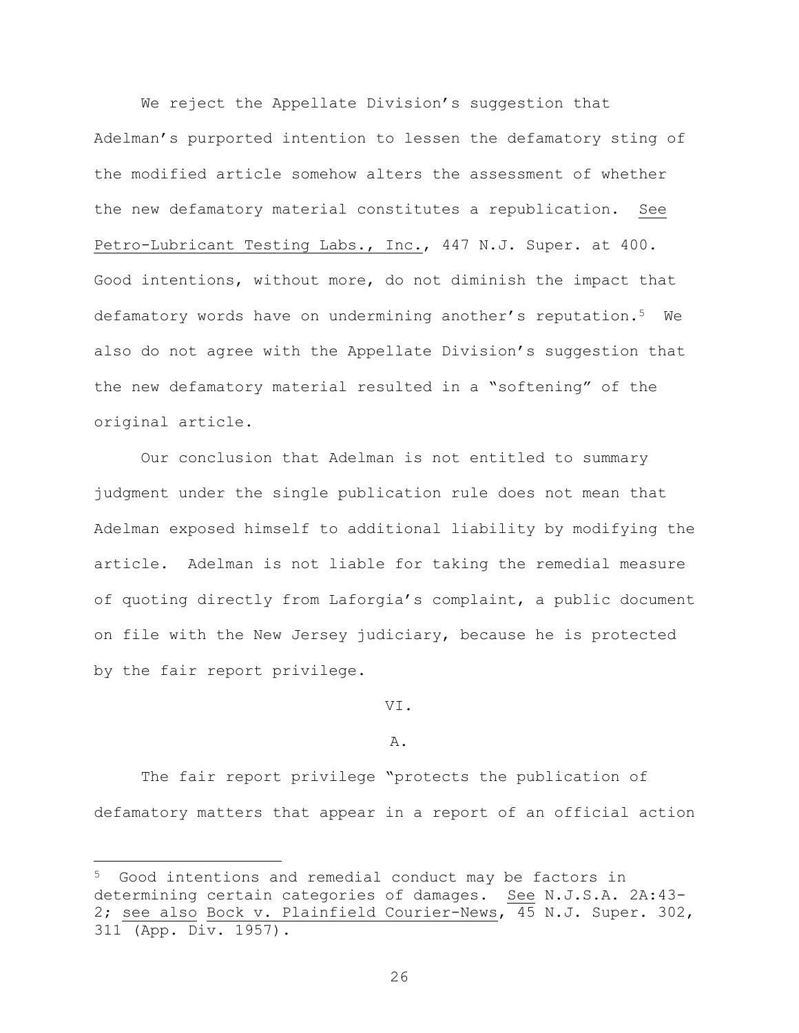We reject the Appellate Division's suggestion that Adelman's purported intention to lessen the defamatory sting of the modified article somehow alters the assessment of whether the new defamatory material constitutes a republication. See Petro-Lubricant Testing Labs., Inc., 447 N.J. Super. at 400. Good intentions, without more, do not diminish the impact that defamatory words have on undermining another's reputation.[5] We also do not agree with the Appellate Division's suggestion that the new defamatory material resulted in a "softening" of the original article.

Our conclusion that Adelman is not entitled to summary judgment under the single publication rule does not mean that Adelman exposed himself to additional liability by modifying the article. Adelman is not liable for taking the remedial measure of quoting directly from Laforgia's complaint, a public document on file with the New Jersey judiciary, because he is protected by the fair report privilege.

VI.

A.

The fair report privilege "protects the publication of defamatory matters that appear in a report of an official action

---

[5] Good intentions and remedial conduct may be factors in determining certain categories of damages. See N.J.S.A. 2A:43-2; see also Bock v. Plainfield Courier-News, 45 N.J. Super. 302, 311 (App. Div. 1957).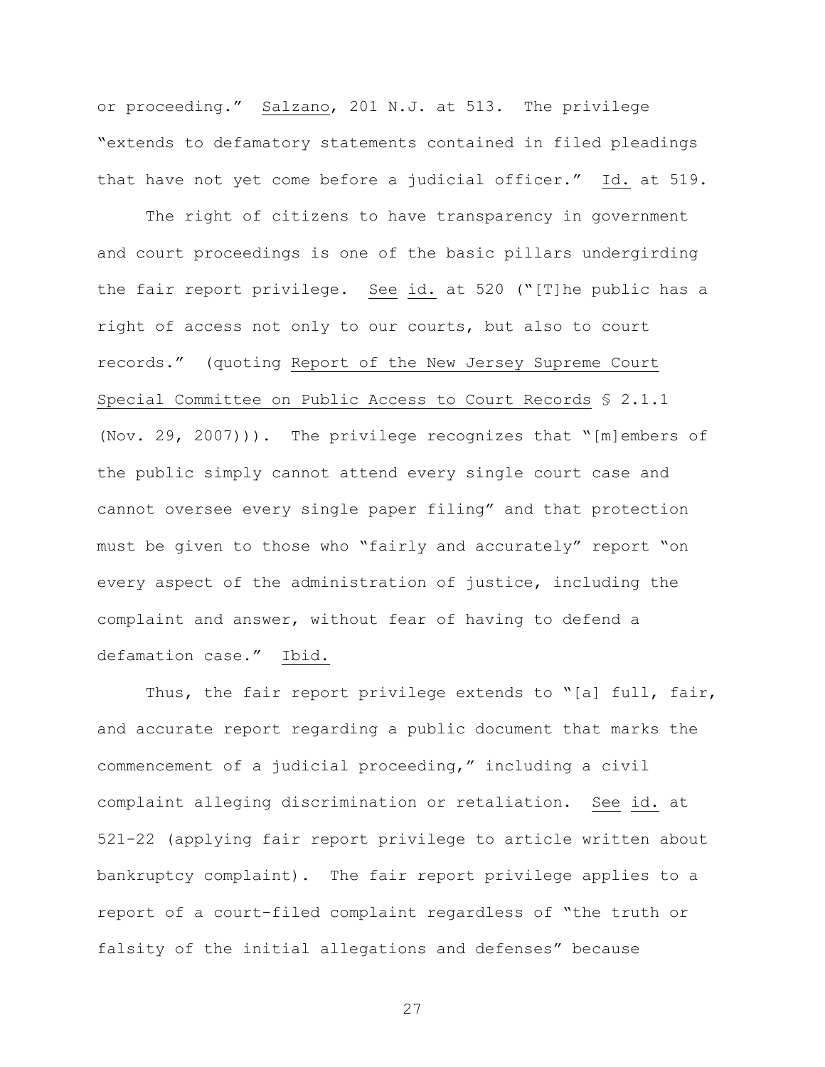or proceeding." Salzano, 201 N.J. at 513. The privilege "extends to defamatory statements contained in filed pleadings that have not yet come before a judicial officer." Id. at 519.

The right of citizens to have transparency in government and court proceedings is one of the basic pillars undergirding the fair report privilege. See id. at 520 ("[T]he public has a right of access not only to our courts, but also to court records." (quoting Report of the New Jersey Supreme Court Special Committee on Public Access to Court Records § 2.1.1 (Nov. 29, 2007))). The privilege recognizes that "[m]embers of the public simply cannot attend every single court case and cannot oversee every single paper filing" and that protection must be given to those who "fairly and accurately" report "on every aspect of the administration of justice, including the complaint and answer, without fear of having to defend a defamation case." Ibid.

Thus, the fair report privilege extends to "[a] full, fair, and accurate report regarding a public document that marks the commencement of a judicial proceeding," including a civil complaint alleging discrimination or retaliation. See id. at 521-22 (applying fair report privilege to article written about bankruptcy complaint). The fair report privilege applies to a report of a court-filed complaint regardless of "the truth or falsity of the initial allegations and defenses" because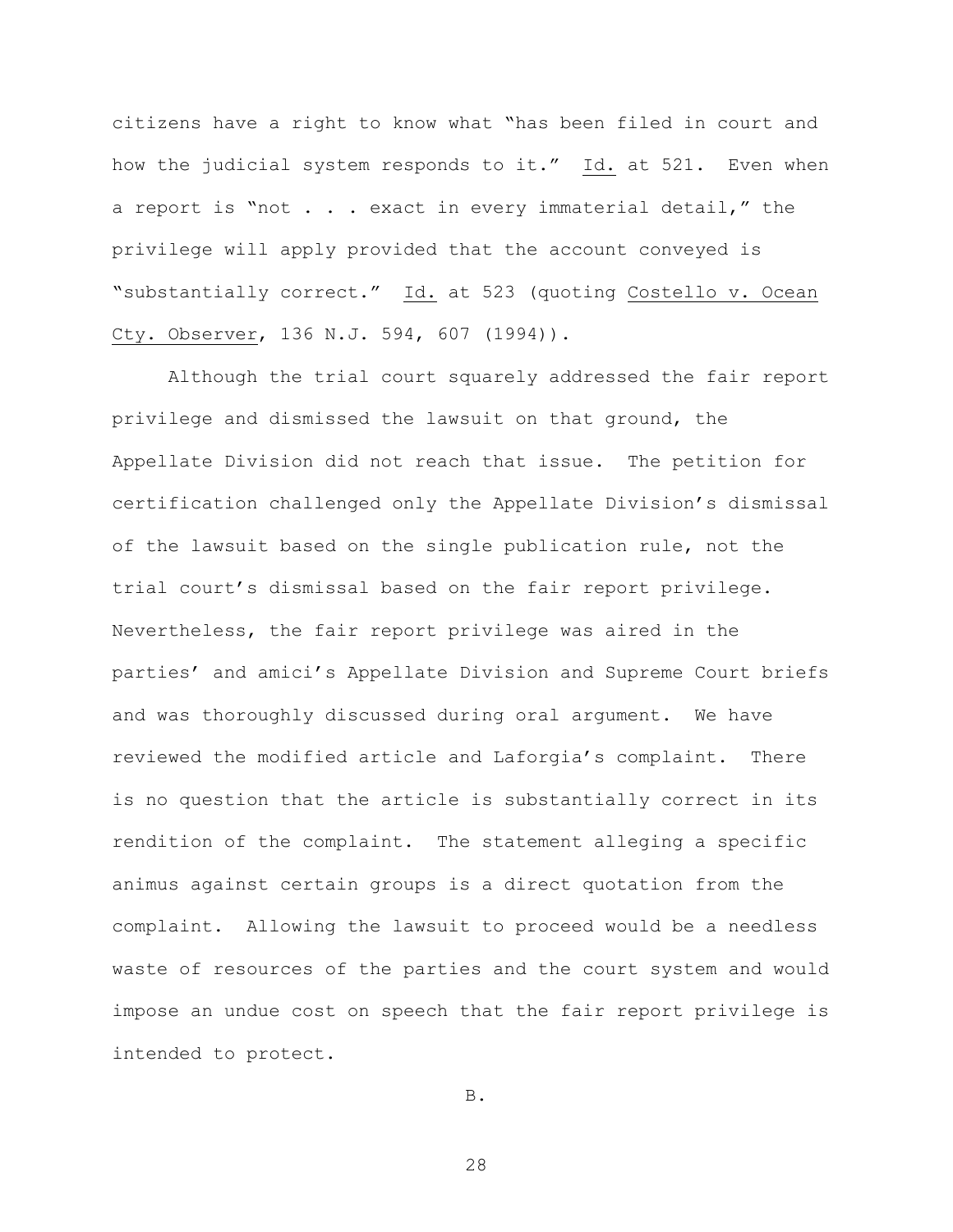citizens have a right to know what "has been filed in court and how the judicial system responds to it." Id. at 521. Even when a report is "not . . . exact in every immaterial detail," the privilege will apply provided that the account conveyed is "substantially correct." Id. at 523 (quoting Costello v. Ocean Cty. Observer, 136 N.J. 594, 607 (1994)).

Although the trial court squarely addressed the fair report privilege and dismissed the lawsuit on that ground, the Appellate Division did not reach that issue. The petition for certification challenged only the Appellate Division's dismissal of the lawsuit based on the single publication rule, not the trial court's dismissal based on the fair report privilege. Nevertheless, the fair report privilege was aired in the parties' and amici's Appellate Division and Supreme Court briefs and was thoroughly discussed during oral argument. We have reviewed the modified article and Laforgia's complaint. There is no question that the article is substantially correct in its rendition of the complaint. The statement alleging a specific animus against certain groups is a direct quotation from the complaint. Allowing the lawsuit to proceed would be a needless waste of resources of the parties and the court system and would impose an undue cost on speech that the fair report privilege is intended to protect.

B.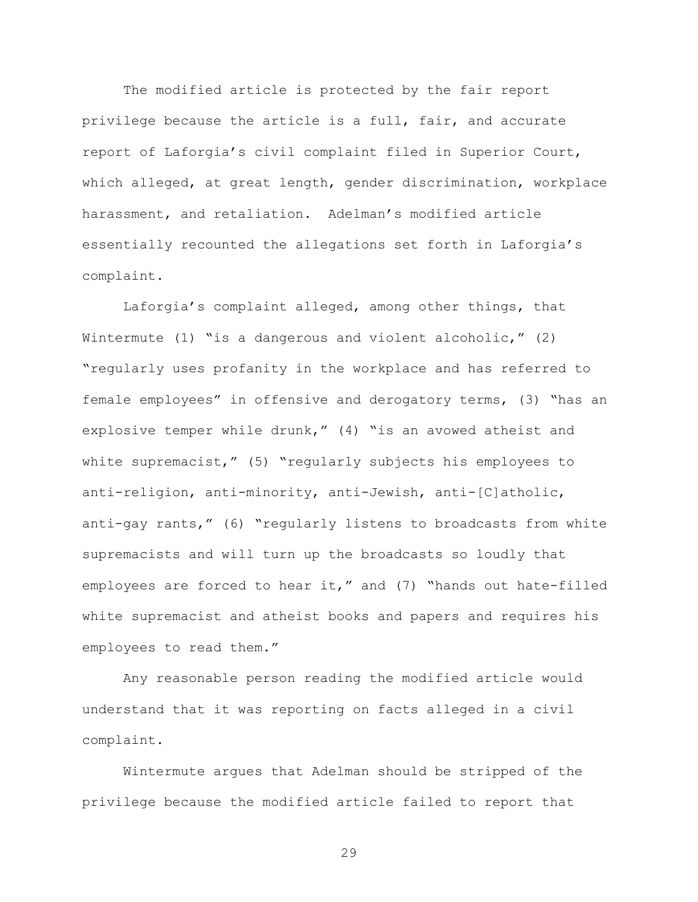The modified article is protected by the fair report privilege because the article is a full, fair, and accurate report of Laforgia's civil complaint filed in Superior Court, which alleged, at great length, gender discrimination, workplace harassment, and retaliation. Adelman's modified article essentially recounted the allegations set forth in Laforgia's complaint.

Laforgia's complaint alleged, among other things, that Wintermute (1) "is a dangerous and violent alcoholic," (2) "regularly uses profanity in the workplace and has referred to female employees" in offensive and derogatory terms, (3) "has an explosive temper while drunk," (4) "is an avowed atheist and white supremacist," (5) "regularly subjects his employees to anti-religion, anti-minority, anti-Jewish, anti-[C]atholic, anti-gay rants," (6) "regularly listens to broadcasts from white supremacists and will turn up the broadcasts so loudly that employees are forced to hear it," and (7) "hands out hate-filled white supremacist and atheist books and papers and requires his employees to read them."

Any reasonable person reading the modified article would understand that it was reporting on facts alleged in a civil complaint.

Wintermute argues that Adelman should be stripped of the privilege because the modified article failed to report that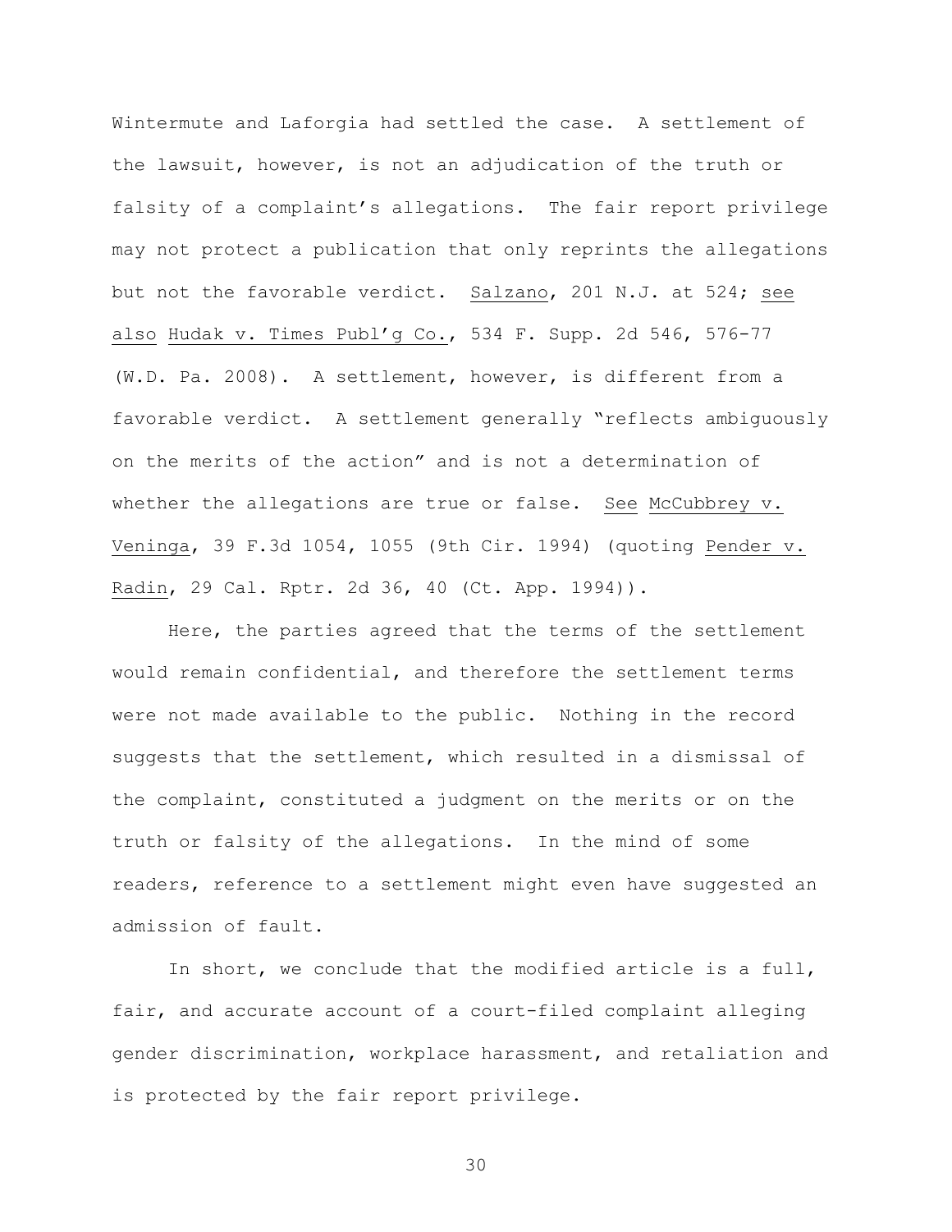Wintermute and Laforgia had settled the case. A settlement of the lawsuit, however, is not an adjudication of the truth or falsity of a complaint's allegations. The fair report privilege may not protect a publication that only reprints the allegations but not the favorable verdict. Salzano, 201 N.J. at 524; see also Hudak v. Times Publ'g Co., 534 F. Supp. 2d 546, 576-77 (W.D. Pa. 2008). A settlement, however, is different from a favorable verdict. A settlement generally "reflects ambiguously on the merits of the action" and is not a determination of whether the allegations are true or false. See McCubbrey v. Veninga, 39 F.3d 1054, 1055 (9th Cir. 1994) (quoting Pender v. Radin, 29 Cal. Rptr. 2d 36, 40 (Ct. App. 1994)).

Here, the parties agreed that the terms of the settlement would remain confidential, and therefore the settlement terms were not made available to the public. Nothing in the record suggests that the settlement, which resulted in a dismissal of the complaint, constituted a judgment on the merits or on the truth or falsity of the allegations. In the mind of some readers, reference to a settlement might even have suggested an admission of fault.

In short, we conclude that the modified article is a full, fair, and accurate account of a court-filed complaint alleging gender discrimination, workplace harassment, and retaliation and is protected by the fair report privilege.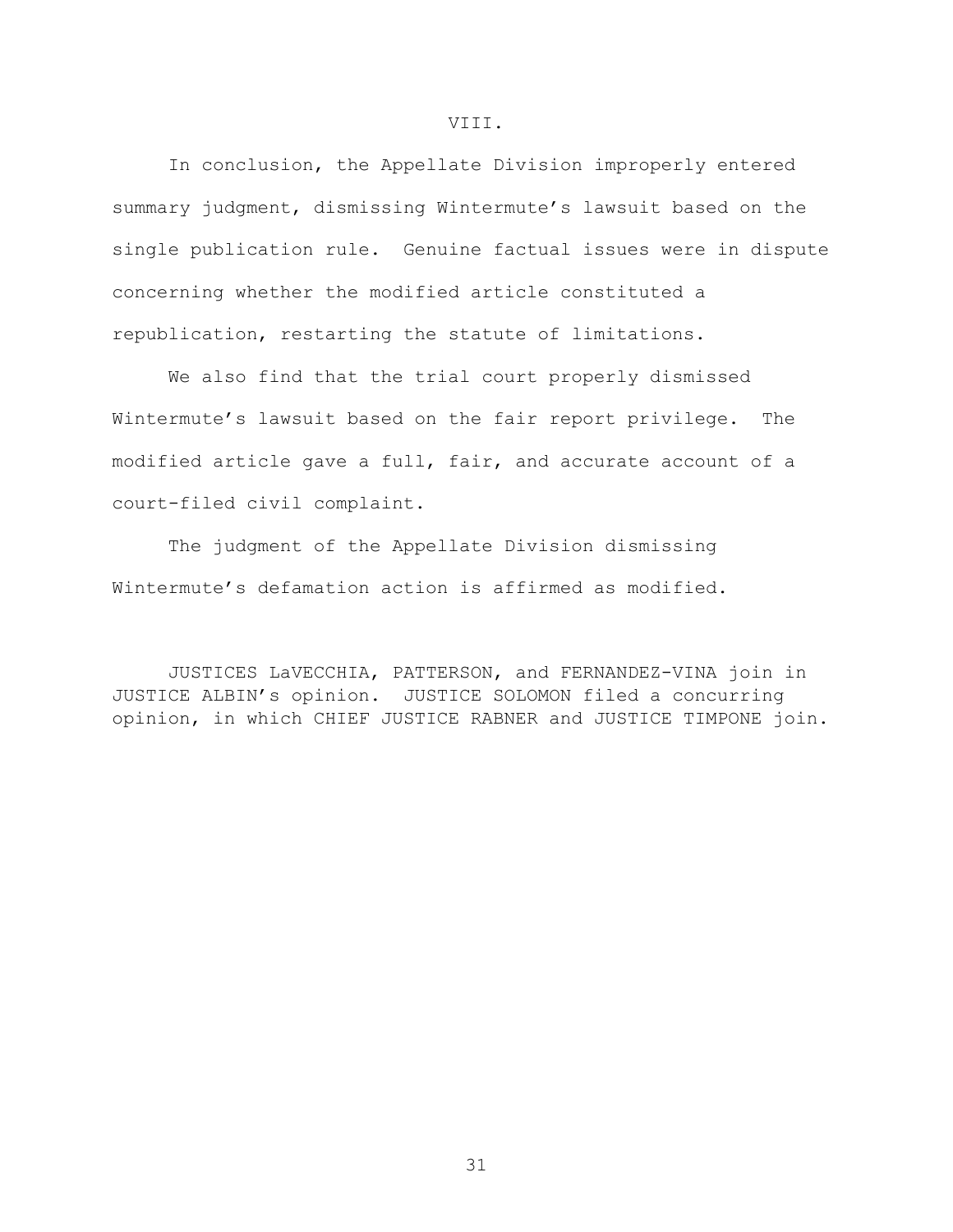## VIII.

In conclusion, the Appellate Division improperly entered summary judgment, dismissing Wintermute's lawsuit based on the single publication rule. Genuine factual issues were in dispute concerning whether the modified article constituted a republication, restarting the statute of limitations.

We also find that the trial court properly dismissed Wintermute's lawsuit based on the fair report privilege. The modified article gave a full, fair, and accurate account of a court-filed civil complaint.

The judgment of the Appellate Division dismissing Wintermute's defamation action is affirmed as modified.

JUSTICES LaVECCHIA, PATTERSON, and FERNANDEZ-VINA join in JUSTICE ALBIN's opinion. JUSTICE SOLOMON filed a concurring opinion, in which CHIEF JUSTICE RABNER and JUSTICE TIMPONE join.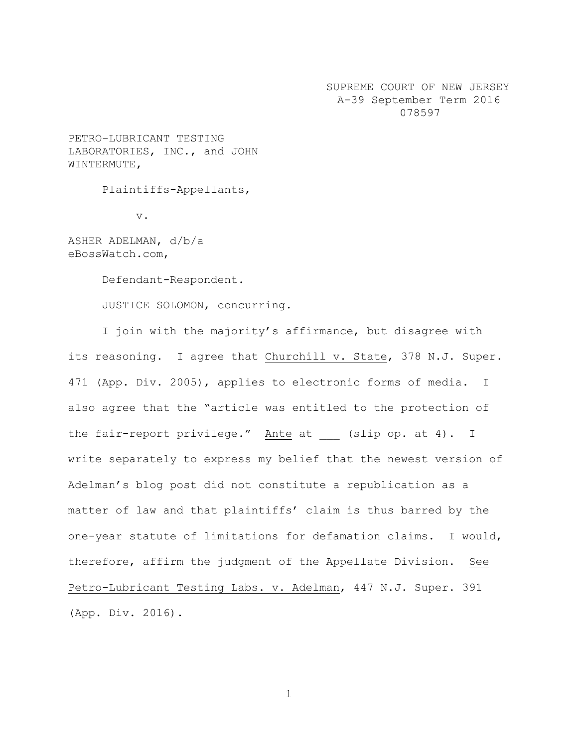SUPREME COURT OF NEW JERSEY
A-39 September Term 2016
078597

PETRO-LUBRICANT TESTING LABORATORIES, INC., and JOHN WINTERMUTE,

Plaintiffs-Appellants,

v.

ASHER ADELMAN, d/b/a eBossWatch.com,

Defendant-Respondent.

JUSTICE SOLOMON, concurring.

I join with the majority's affirmance, but disagree with its reasoning. I agree that Churchill v. State, 378 N.J. Super. 471 (App. Div. 2005), applies to electronic forms of media. I also agree that the "article was entitled to the protection of the fair-report privilege." Ante at ___ (slip op. at 4). I write separately to express my belief that the newest version of Adelman's blog post did not constitute a republication as a matter of law and that plaintiffs' claim is thus barred by the one-year statute of limitations for defamation claims. I would, therefore, affirm the judgment of the Appellate Division. See Petro-Lubricant Testing Labs. v. Adelman, 447 N.J. Super. 391 (App. Div. 2016).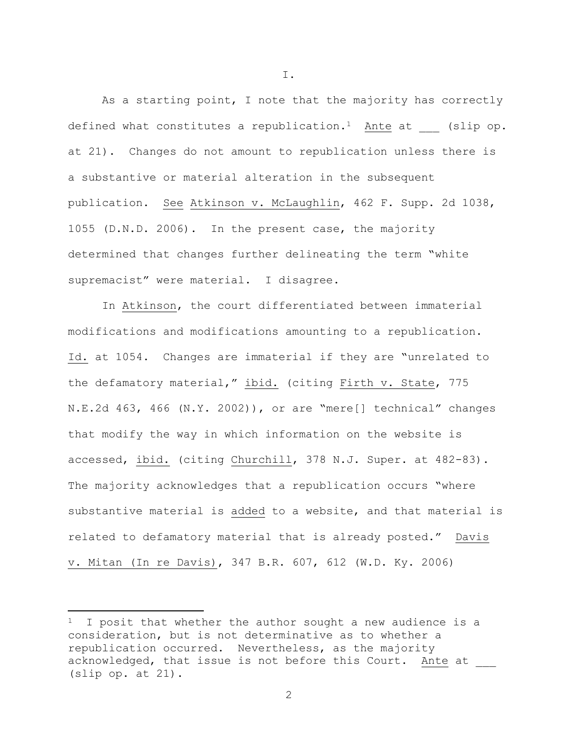# I.

As a starting point, I note that the majority has correctly defined what constitutes a republication.[1] Ante at ___ (slip op. at 21). Changes do not amount to republication unless there is a substantive or material alteration in the subsequent publication. See Atkinson v. McLaughlin, 462 F. Supp. 2d 1038, 1055 (D.N.D. 2006). In the present case, the majority determined that changes further delineating the term "white supremacist" were material. I disagree.

In Atkinson, the court differentiated between immaterial modifications and modifications amounting to a republication. Id. at 1054. Changes are immaterial if they are "unrelated to the defamatory material," ibid. (citing Firth v. State, 775 N.E.2d 463, 466 (N.Y. 2002)), or are "mere[] technical" changes that modify the way in which information on the website is accessed, ibid. (citing Churchill, 378 N.J. Super. at 482-83). The majority acknowledges that a republication occurs "where substantive material is added to a website, and that material is related to defamatory material that is already posted." Davis v. Mitan (In re Davis), 347 B.R. 607, 612 (W.D. Ky. 2006)

---

[1] I posit that whether the author sought a new audience is a consideration, but is not determinative as to whether a republication occurred. Nevertheless, as the majority acknowledged, that issue is not before this Court. Ante at ___ (slip op. at 21).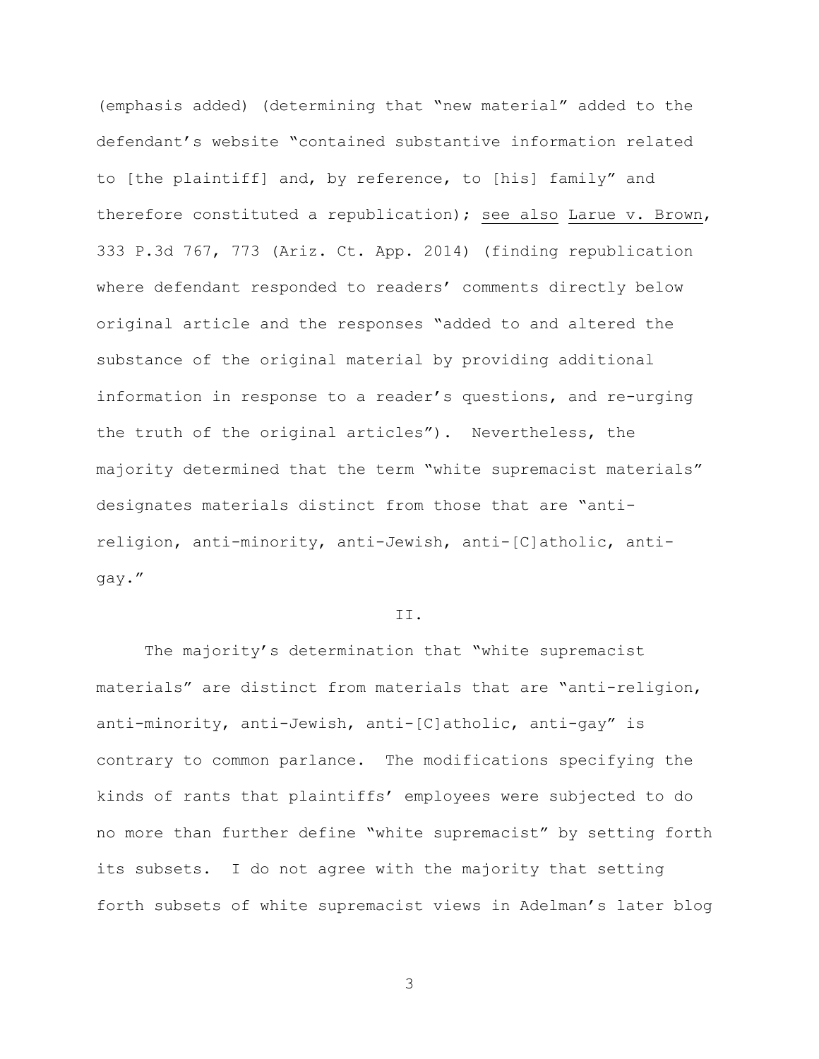(emphasis added) (determining that "new material" added to the defendant's website "contained substantive information related to [the plaintiff] and, by reference, to [his] family" and therefore constituted a republication); see also Larue v. Brown, 333 P.3d 767, 773 (Ariz. Ct. App. 2014) (finding republication where defendant responded to readers' comments directly below original article and the responses "added to and altered the substance of the original material by providing additional information in response to a reader's questions, and re-urging the truth of the original articles"). Nevertheless, the majority determined that the term "white supremacist materials" designates materials distinct from those that are "anti-religion, anti-minority, anti-Jewish, anti-[C]atholic, anti-gay."

II.

The majority's determination that "white supremacist materials" are distinct from materials that are "anti-religion, anti-minority, anti-Jewish, anti-[C]atholic, anti-gay" is contrary to common parlance. The modifications specifying the kinds of rants that plaintiffs' employees were subjected to do no more than further define "white supremacist" by setting forth its subsets. I do not agree with the majority that setting forth subsets of white supremacist views in Adelman's later blog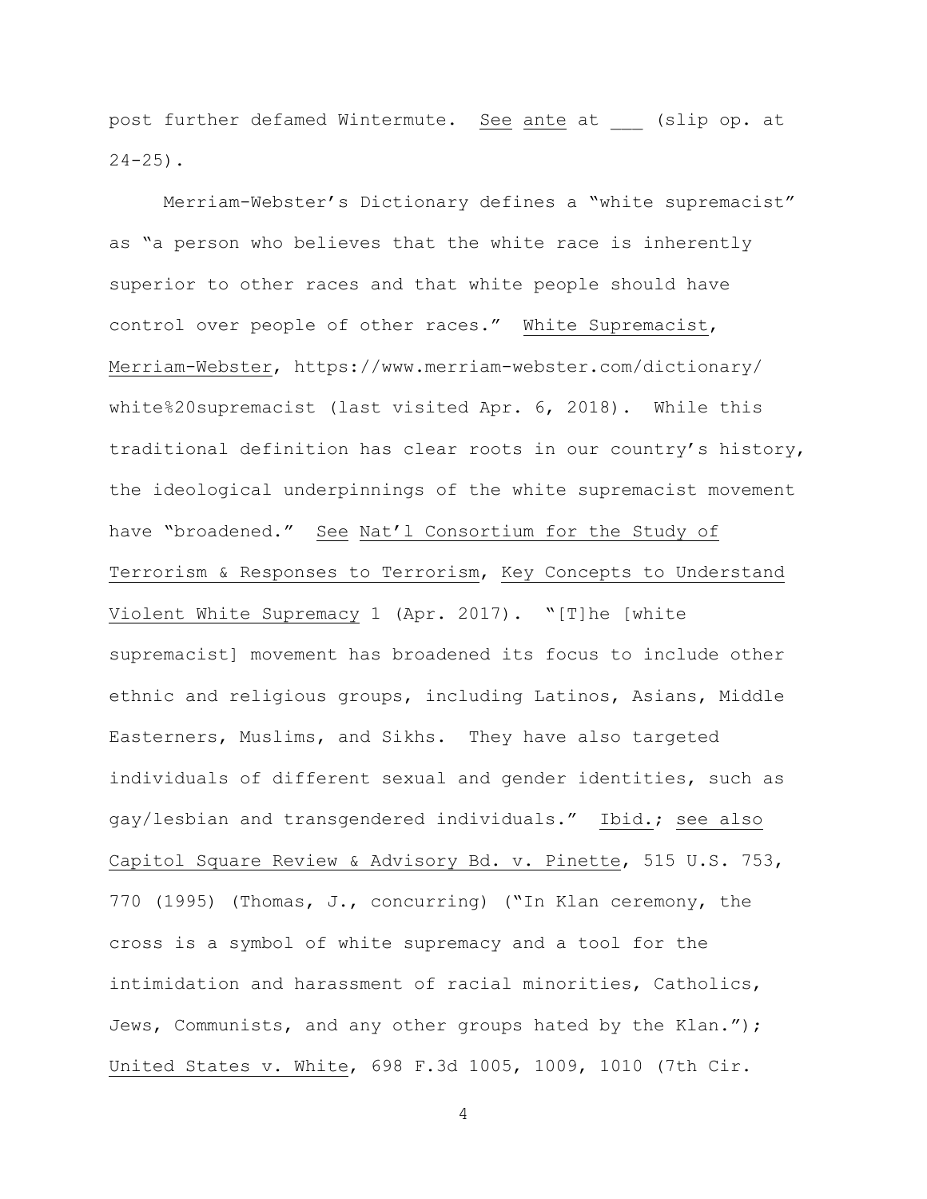post further defamed Wintermute. See ante at ___ (slip op. at 24-25).

Merriam-Webster's Dictionary defines a "white supremacist" as "a person who believes that the white race is inherently superior to other races and that white people should have control over people of other races." White Supremacist, Merriam-Webster, https://www.merriam-webster.com/dictionary/white%20supremacist (last visited Apr. 6, 2018). While this traditional definition has clear roots in our country's history, the ideological underpinnings of the white supremacist movement have "broadened." See Nat'l Consortium for the Study of Terrorism & Responses to Terrorism, Key Concepts to Understand Violent White Supremacy 1 (Apr. 2017). "[T]he [white supremacist] movement has broadened its focus to include other ethnic and religious groups, including Latinos, Asians, Middle Easterners, Muslims, and Sikhs. They have also targeted individuals of different sexual and gender identities, such as gay/lesbian and transgendered individuals." Ibid.; see also Capitol Square Review & Advisory Bd. v. Pinette, 515 U.S. 753, 770 (1995) (Thomas, J., concurring) ("In Klan ceremony, the cross is a symbol of white supremacy and a tool for the intimidation and harassment of racial minorities, Catholics, Jews, Communists, and any other groups hated by the Klan."); United States v. White, 698 F.3d 1005, 1009, 1010 (7th Cir.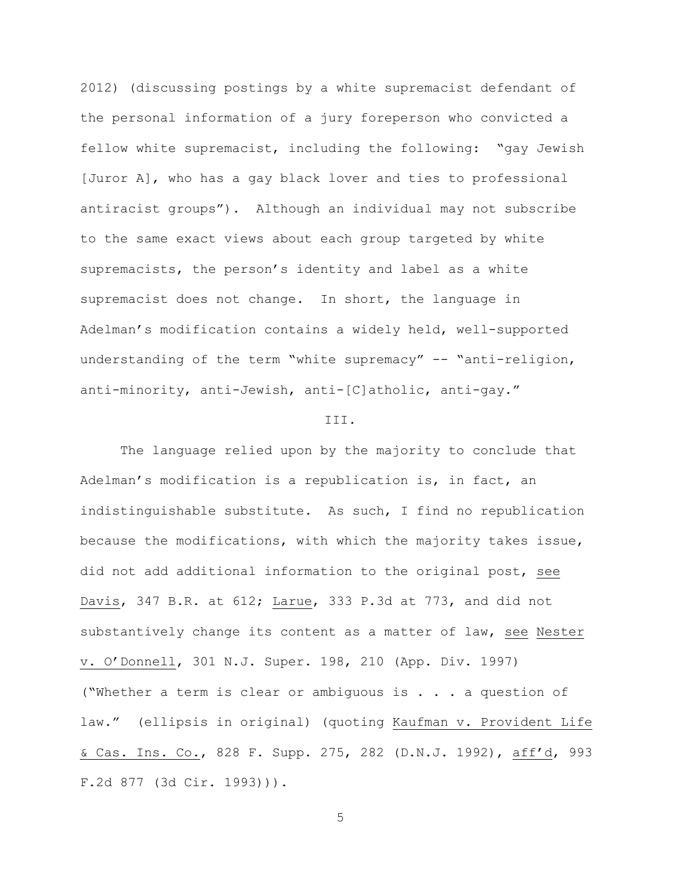2012) (discussing postings by a white supremacist defendant of the personal information of a jury foreperson who convicted a fellow white supremacist, including the following: "gay Jewish [Juror A], who has a gay black lover and ties to professional antiracist groups"). Although an individual may not subscribe to the same exact views about each group targeted by white supremacists, the person's identity and label as a white supremacist does not change. In short, the language in Adelman's modification contains a widely held, well-supported understanding of the term "white supremacy" -- "anti-religion, anti-minority, anti-Jewish, anti-[C]atholic, anti-gay."

III.

The language relied upon by the majority to conclude that Adelman's modification is a republication is, in fact, an indistinguishable substitute. As such, I find no republication because the modifications, with which the majority takes issue, did not add additional information to the original post, see Davis, 347 B.R. at 612; Larue, 333 P.3d at 773, and did not substantively change its content as a matter of law, see Nester v. O'Donnell, 301 N.J. Super. 198, 210 (App. Div. 1997) ("Whether a term is clear or ambiguous is . . . a question of law." (ellipsis in original) (quoting Kaufman v. Provident Life & Cas. Ins. Co., 828 F. Supp. 275, 282 (D.N.J. 1992), aff'd, 993 F.2d 877 (3d Cir. 1993))).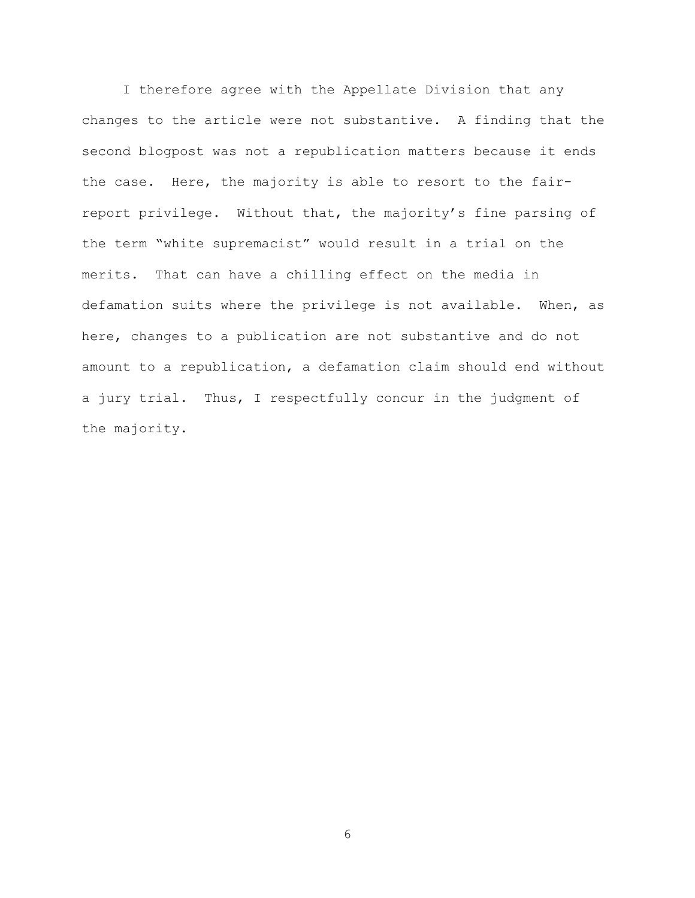I therefore agree with the Appellate Division that any changes to the article were not substantive. A finding that the second blogpost was not a republication matters because it ends the case. Here, the majority is able to resort to the fair-report privilege. Without that, the majority's fine parsing of the term "white supremacist" would result in a trial on the merits. That can have a chilling effect on the media in defamation suits where the privilege is not available. When, as here, changes to a publication are not substantive and do not amount to a republication, a defamation claim should end without a jury trial. Thus, I respectfully concur in the judgment of the majority.